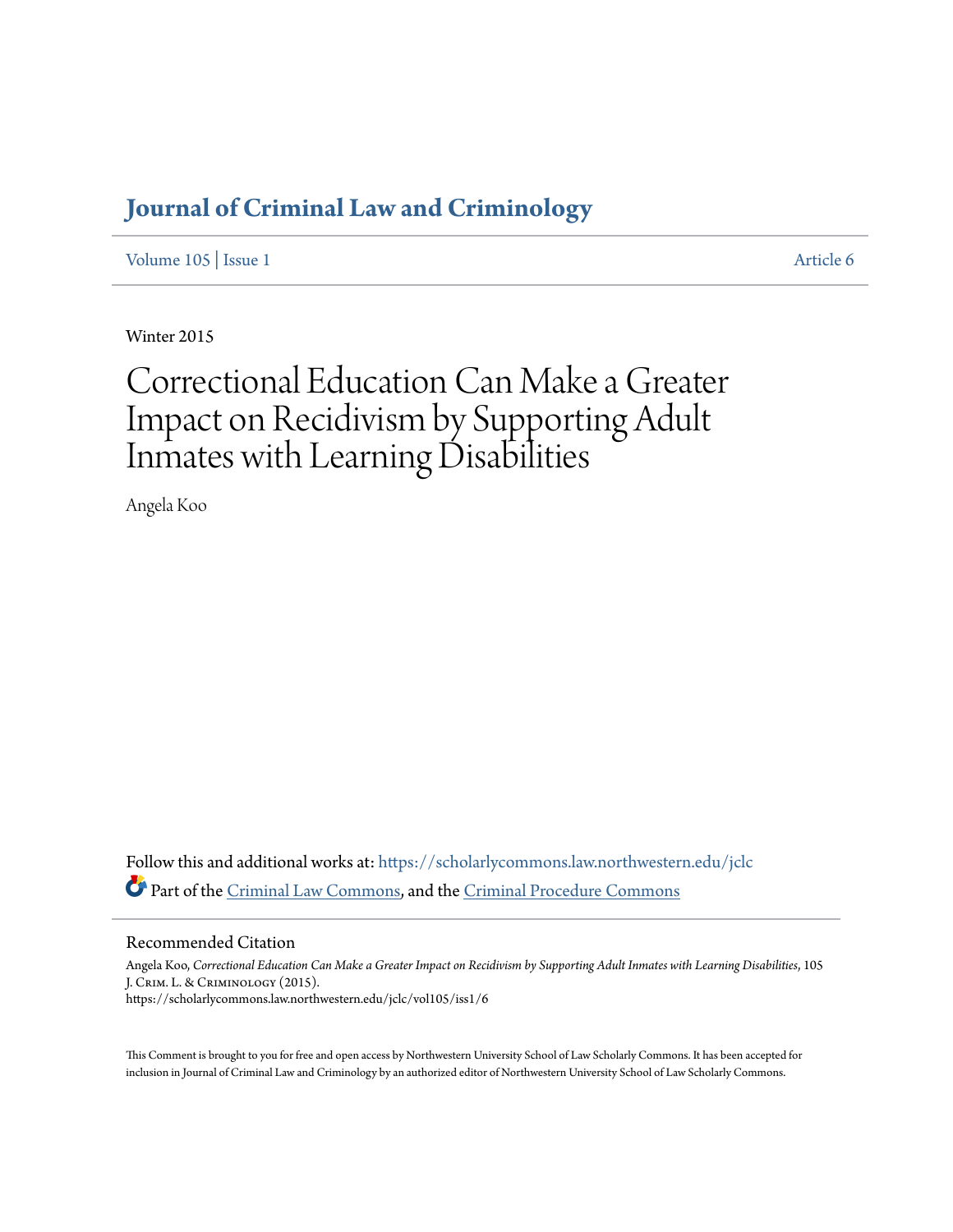# Journal of Criminal Law and Criminology

Volume 105 | Issue 1 Article 6

Winter 2015

# Correctional Education Can Make a Greater Impact on Recidivism by Supporting Adult Inmates with Learning Disabilities

Angela Koo

Follow this and additional works at: https://scholarlycommons.law.northwestern.edu/jclc

Part of the Criminal Law Commons, and the Criminal Procedure Commons

## Recommended Citation

Angela Koo, *Correctional Education Can Make a Greater Impact on Recidivism by Supporting Adult Inmates with Learning Disabilities*, 105 J. Crim. L. & Criminology (2015).
https://scholarlycommons.law.northwestern.edu/jclc/vol105/iss1/6

This Comment is brought to you for free and open access by Northwestern University School of Law Scholarly Commons. It has been accepted for inclusion in Journal of Criminal Law and Criminology by an authorized editor of Northwestern University School of Law Scholarly Commons.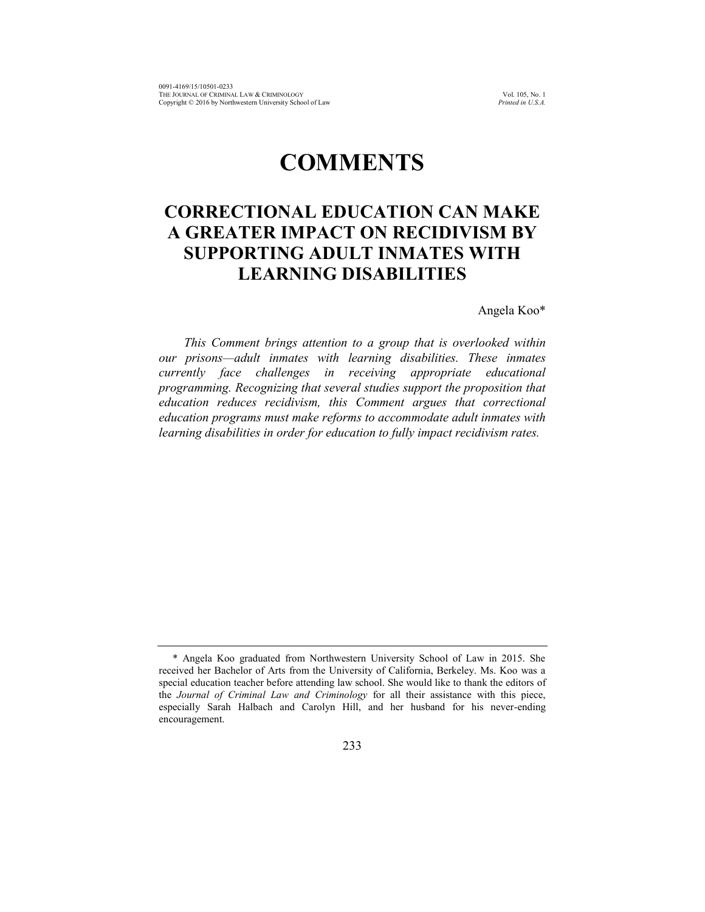# COMMENTS

## CORRECTIONAL EDUCATION CAN MAKE A GREATER IMPACT ON RECIDIVISM BY SUPPORTING ADULT INMATES WITH LEARNING DISABILITIES

Angela Koo*

*This Comment brings attention to a group that is overlooked within our prisons—adult inmates with learning disabilities. These inmates currently face challenges in receiving appropriate educational programming. Recognizing that several studies support the proposition that education reduces recidivism, this Comment argues that correctional education programs must make reforms to accommodate adult inmates with learning disabilities in order for education to fully impact recidivism rates.*

---

\* Angela Koo graduated from Northwestern University School of Law in 2015. She received her Bachelor of Arts from the University of California, Berkeley. Ms. Koo was a special education teacher before attending law school. She would like to thank the editors of the *Journal of Criminal Law and Criminology* for all their assistance with this piece, especially Sarah Halbach and Carolyn Hill, and her husband for his never-ending encouragement.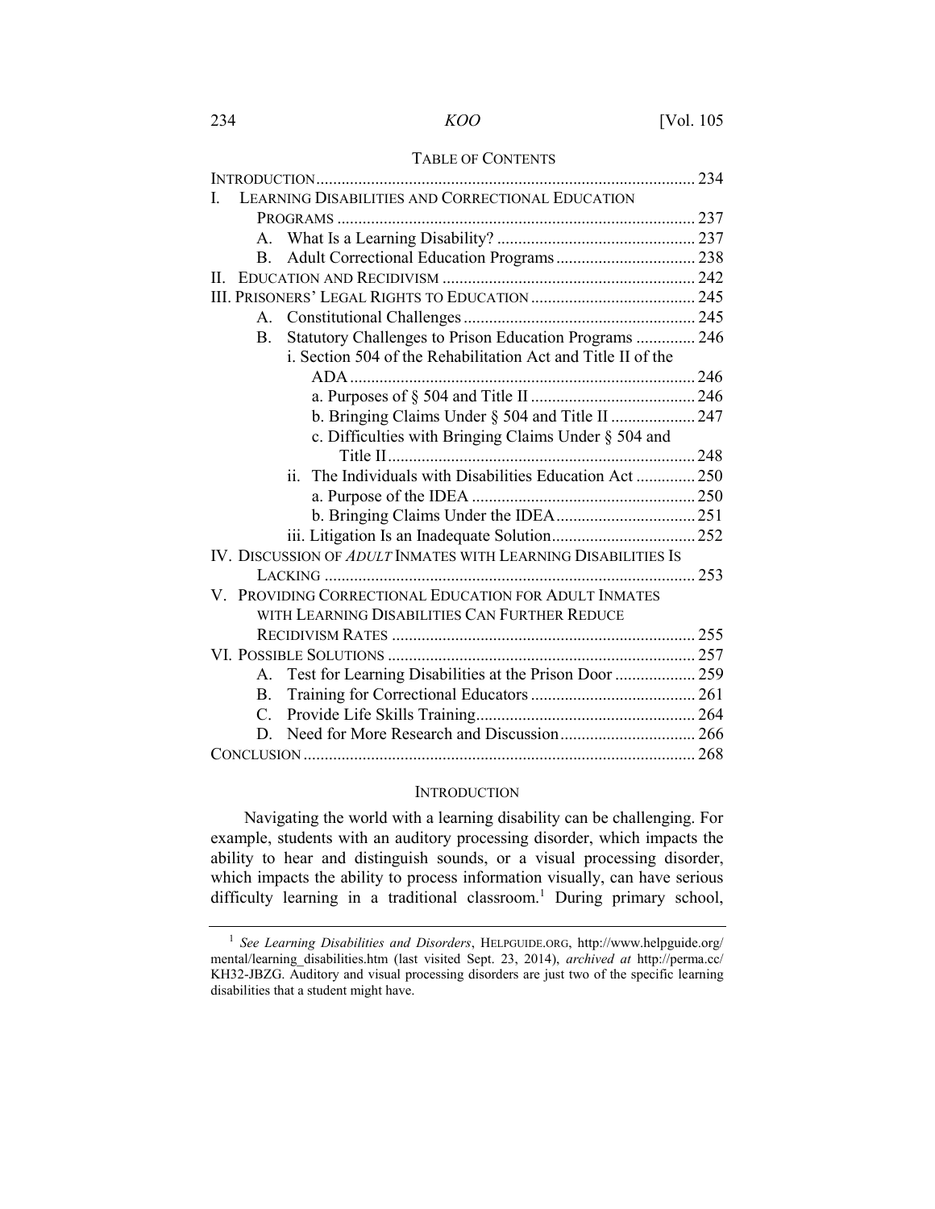TABLE OF CONTENTS

| | |
|---|---|
| INTRODUCTION | 234 |
| I. LEARNING DISABILITIES AND CORRECTIONAL EDUCATION PROGRAMS | 237 |
| A. What Is a Learning Disability? | 237 |
| B. Adult Correctional Education Programs | 238 |
| II. EDUCATION AND RECIDIVISM | 242 |
| III. PRISONERS' LEGAL RIGHTS TO EDUCATION | 245 |
| A. Constitutional Challenges | 245 |
| B. Statutory Challenges to Prison Education Programs | 246 |
| i. Section 504 of the Rehabilitation Act and Title II of the ADA | 246 |
| a. Purposes of § 504 and Title II | 246 |
| b. Bringing Claims Under § 504 and Title II | 247 |
| c. Difficulties with Bringing Claims Under § 504 and Title II | 248 |
| ii. The Individuals with Disabilities Education Act | 250 |
| a. Purpose of the IDEA | 250 |
| b. Bringing Claims Under the IDEA | 251 |
| iii. Litigation Is an Inadequate Solution | 252 |
| IV. DISCUSSION OF *ADULT* INMATES WITH LEARNING DISABILITIES IS LACKING | 253 |
| V. PROVIDING CORRECTIONAL EDUCATION FOR ADULT INMATES WITH LEARNING DISABILITIES CAN FURTHER REDUCE RECIDIVISM RATES | 255 |
| VI. POSSIBLE SOLUTIONS | 257 |
| A. Test for Learning Disabilities at the Prison Door | 259 |
| B. Training for Correctional Educators | 261 |
| C. Provide Life Skills Training | 264 |
| D. Need for More Research and Discussion | 266 |
| CONCLUSION | 268 |

## INTRODUCTION

Navigating the world with a learning disability can be challenging. For example, students with an auditory processing disorder, which impacts the ability to hear and distinguish sounds, or a visual processing disorder, which impacts the ability to process information visually, can have serious difficulty learning in a traditional classroom.[1] During primary school,

---

[1] *See Learning Disabilities and Disorders*, HELPGUIDE.ORG, http://www.helpguide.org/mental/learning_disabilities.htm (last visited Sept. 23, 2014), *archived at* http://perma.cc/KH32-JBZG. Auditory and visual processing disorders are just two of the specific learning disabilities that a student might have.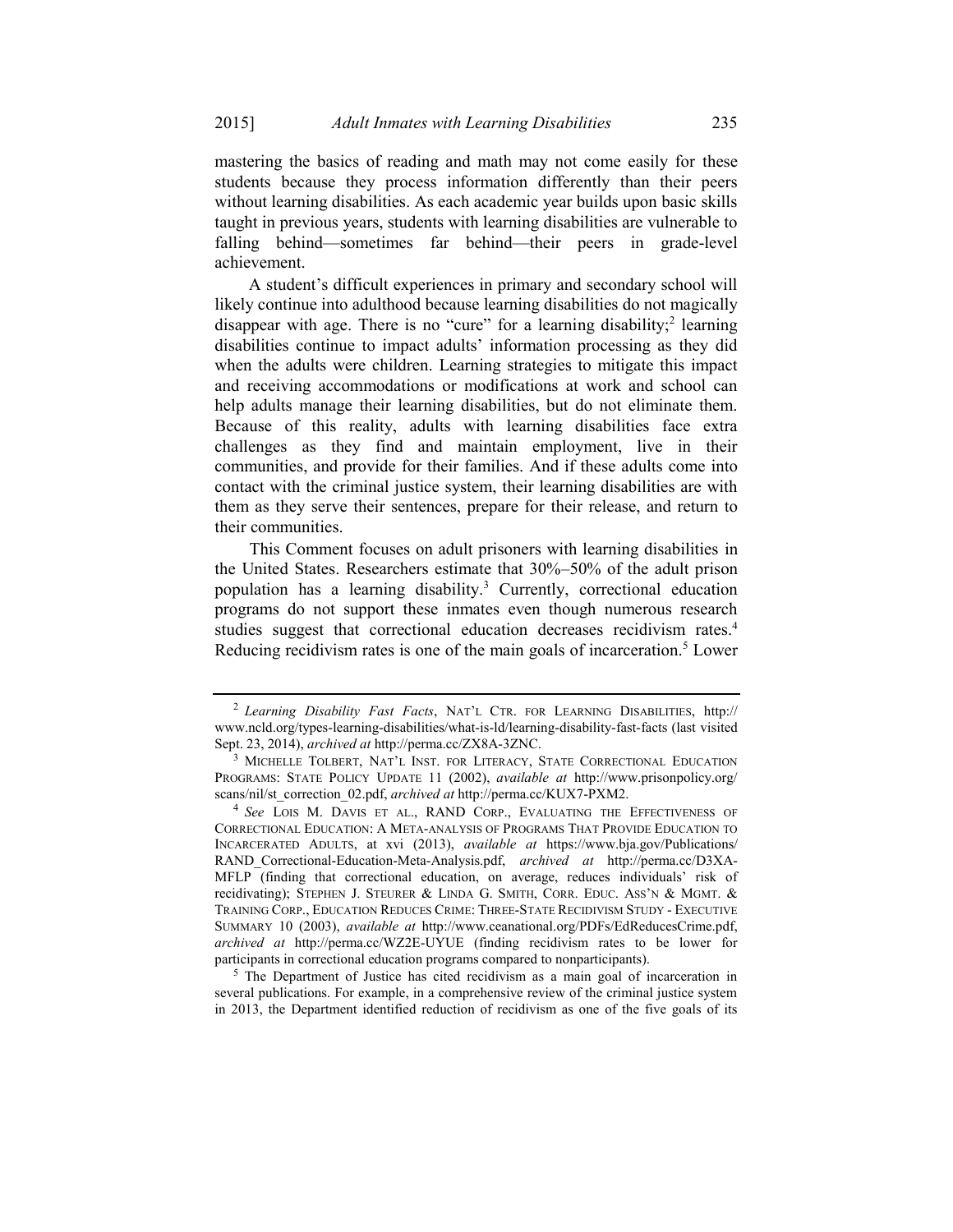mastering the basics of reading and math may not come easily for these students because they process information differently than their peers without learning disabilities. As each academic year builds upon basic skills taught in previous years, students with learning disabilities are vulnerable to falling behind—sometimes far behind—their peers in grade-level achievement.

A student's difficult experiences in primary and secondary school will likely continue into adulthood because learning disabilities do not magically disappear with age. There is no "cure" for a learning disability;[2] learning disabilities continue to impact adults' information processing as they did when the adults were children. Learning strategies to mitigate this impact and receiving accommodations or modifications at work and school can help adults manage their learning disabilities, but do not eliminate them. Because of this reality, adults with learning disabilities face extra challenges as they find and maintain employment, live in their communities, and provide for their families. And if these adults come into contact with the criminal justice system, their learning disabilities are with them as they serve their sentences, prepare for their release, and return to their communities.

This Comment focuses on adult prisoners with learning disabilities in the United States. Researchers estimate that 30%–50% of the adult prison population has a learning disability.[3] Currently, correctional education programs do not support these inmates even though numerous research studies suggest that correctional education decreases recidivism rates.[4] Reducing recidivism rates is one of the main goals of incarceration.[5] Lower

---

[2] *Learning Disability Fast Facts*, NAT'L CTR. FOR LEARNING DISABILITIES, http://www.ncld.org/types-learning-disabilities/what-is-ld/learning-disability-fast-facts (last visited Sept. 23, 2014), *archived at* http://perma.cc/ZX8A-3ZNC.

[3] MICHELLE TOLBERT, NAT'L INST. FOR LITERACY, STATE CORRECTIONAL EDUCATION PROGRAMS: STATE POLICY UPDATE 11 (2002), *available at* http://www.prisonpolicy.org/scans/nil/st_correction_02.pdf, *archived at* http://perma.cc/KUX7-PXM2.

[4] *See* LOIS M. DAVIS ET AL., RAND CORP., EVALUATING THE EFFECTIVENESS OF CORRECTIONAL EDUCATION: A META-ANALYSIS OF PROGRAMS THAT PROVIDE EDUCATION TO INCARCERATED ADULTS, at xvi (2013), *available at* https://www.bja.gov/Publications/RAND_Correctional-Education-Meta-Analysis.pdf, *archived at* http://perma.cc/D3XA-MFLP (finding that correctional education, on average, reduces individuals' risk of recidivating); STEPHEN J. STEURER & LINDA G. SMITH, CORR. EDUC. ASS'N & MGMT. & TRAINING CORP., EDUCATION REDUCES CRIME: THREE-STATE RECIDIVISM STUDY - EXECUTIVE SUMMARY 10 (2003), *available at* http://www.ceanational.org/PDFs/EdReducesCrime.pdf, *archived at* http://perma.cc/WZ2E-UYUE (finding recidivism rates to be lower for participants in correctional education programs compared to nonparticipants).

[5] The Department of Justice has cited recidivism as a main goal of incarceration in several publications. For example, in a comprehensive review of the criminal justice system in 2013, the Department identified reduction of recidivism as one of the five goals of its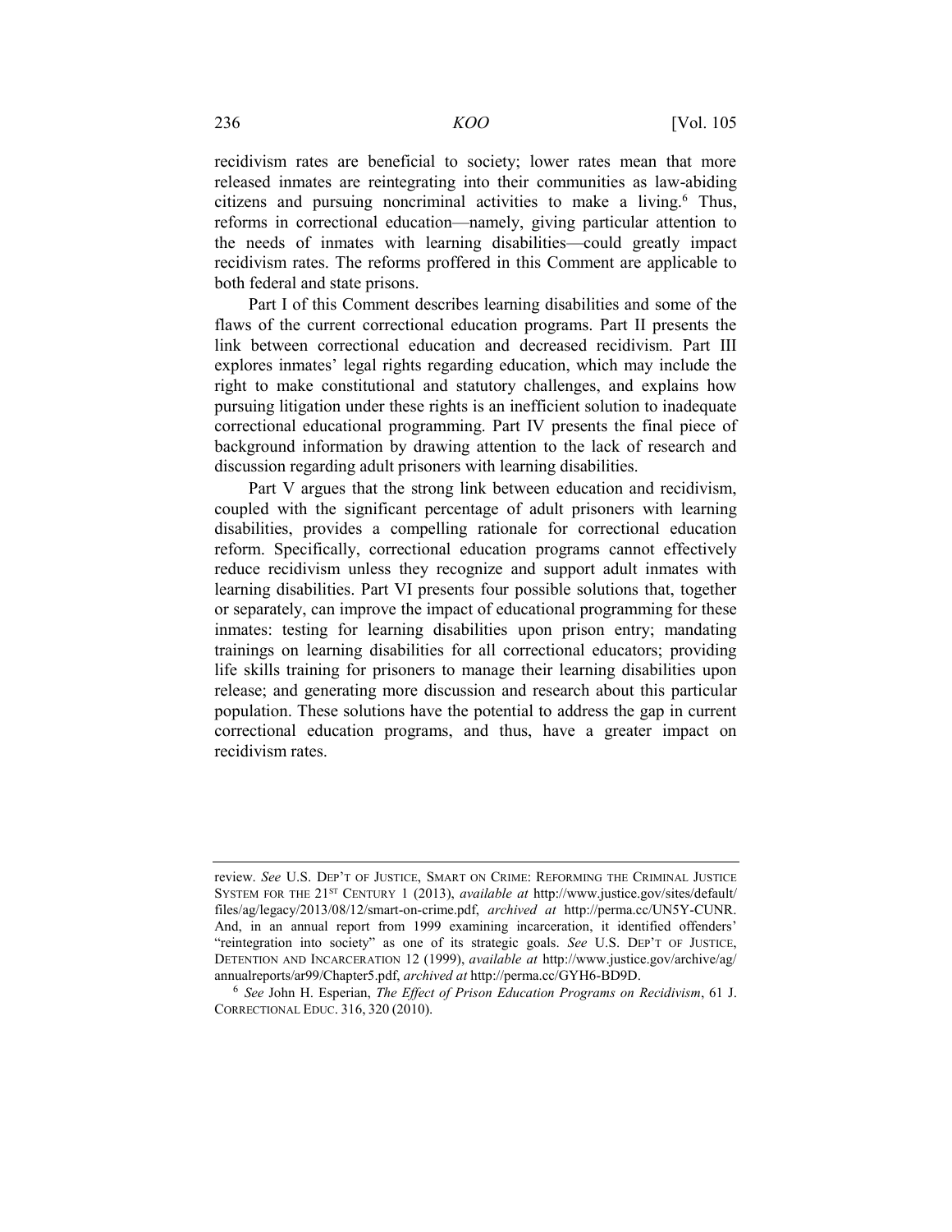recidivism rates are beneficial to society; lower rates mean that more released inmates are reintegrating into their communities as law-abiding citizens and pursuing noncriminal activities to make a living.[6] Thus, reforms in correctional education—namely, giving particular attention to the needs of inmates with learning disabilities—could greatly impact recidivism rates. The reforms proffered in this Comment are applicable to both federal and state prisons.

Part I of this Comment describes learning disabilities and some of the flaws of the current correctional education programs. Part II presents the link between correctional education and decreased recidivism. Part III explores inmates' legal rights regarding education, which may include the right to make constitutional and statutory challenges, and explains how pursuing litigation under these rights is an inefficient solution to inadequate correctional educational programming. Part IV presents the final piece of background information by drawing attention to the lack of research and discussion regarding adult prisoners with learning disabilities.

Part V argues that the strong link between education and recidivism, coupled with the significant percentage of adult prisoners with learning disabilities, provides a compelling rationale for correctional education reform. Specifically, correctional education programs cannot effectively reduce recidivism unless they recognize and support adult inmates with learning disabilities. Part VI presents four possible solutions that, together or separately, can improve the impact of educational programming for these inmates: testing for learning disabilities upon prison entry; mandating trainings on learning disabilities for all correctional educators; providing life skills training for prisoners to manage their learning disabilities upon release; and generating more discussion and research about this particular population. These solutions have the potential to address the gap in current correctional education programs, and thus, have a greater impact on recidivism rates.

---

review. *See* U.S. DEP'T OF JUSTICE, SMART ON CRIME: REFORMING THE CRIMINAL JUSTICE SYSTEM FOR THE 21ST CENTURY 1 (2013), *available at* http://www.justice.gov/sites/default/files/ag/legacy/2013/08/12/smart-on-crime.pdf, *archived at* http://perma.cc/UN5Y-CUNR. And, in an annual report from 1999 examining incarceration, it identified offenders' "reintegration into society" as one of its strategic goals. *See* U.S. DEP'T OF JUSTICE, DETENTION AND INCARCERATION 12 (1999), *available at* http://www.justice.gov/archive/ag/annualreports/ar99/Chapter5.pdf, *archived at* http://perma.cc/GYH6-BD9D.

[6] *See* John H. Esperian, *The Effect of Prison Education Programs on Recidivism*, 61 J. CORRECTIONAL EDUC. 316, 320 (2010).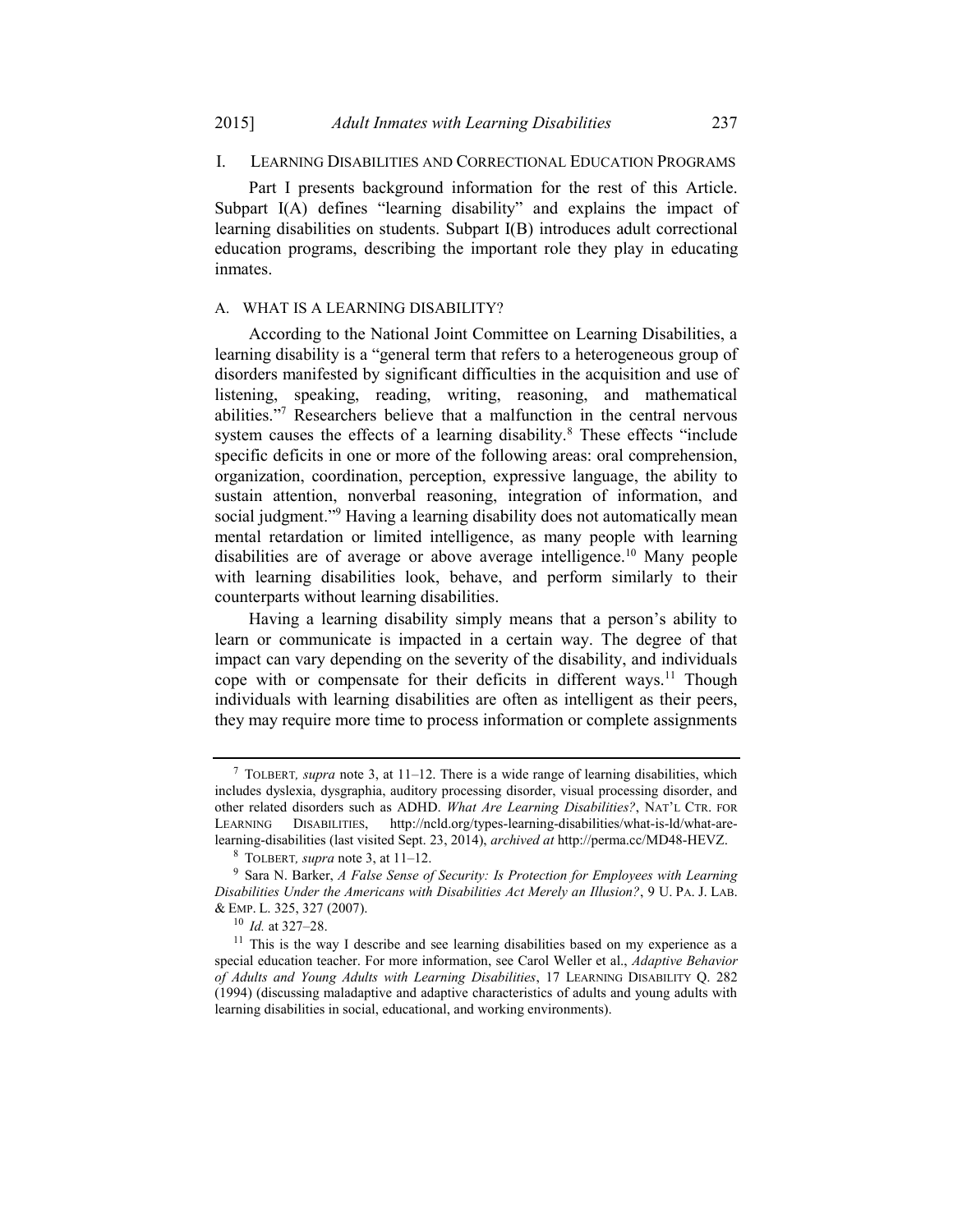## I. LEARNING DISABILITIES AND CORRECTIONAL EDUCATION PROGRAMS

Part I presents background information for the rest of this Article. Subpart I(A) defines "learning disability" and explains the impact of learning disabilities on students. Subpart I(B) introduces adult correctional education programs, describing the important role they play in educating inmates.

### A. WHAT IS A LEARNING DISABILITY?

According to the National Joint Committee on Learning Disabilities, a learning disability is a "general term that refers to a heterogeneous group of disorders manifested by significant difficulties in the acquisition and use of listening, speaking, reading, writing, reasoning, and mathematical abilities."[7] Researchers believe that a malfunction in the central nervous system causes the effects of a learning disability.[8] These effects "include specific deficits in one or more of the following areas: oral comprehension, organization, coordination, perception, expressive language, the ability to sustain attention, nonverbal reasoning, integration of information, and social judgment."[9] Having a learning disability does not automatically mean mental retardation or limited intelligence, as many people with learning disabilities are of average or above average intelligence.[10] Many people with learning disabilities look, behave, and perform similarly to their counterparts without learning disabilities.

Having a learning disability simply means that a person's ability to learn or communicate is impacted in a certain way. The degree of that impact can vary depending on the severity of the disability, and individuals cope with or compensate for their deficits in different ways.[11] Though individuals with learning disabilities are often as intelligent as their peers, they may require more time to process information or complete assignments

---

[7] TOLBERT, *supra* note 3, at 11–12. There is a wide range of learning disabilities, which includes dyslexia, dysgraphia, auditory processing disorder, visual processing disorder, and other related disorders such as ADHD. *What Are Learning Disabilities?*, NAT'L CTR. FOR LEARNING DISABILITIES, http://ncld.org/types-learning-disabilities/what-is-ld/what-are-learning-disabilities (last visited Sept. 23, 2014), *archived at* http://perma.cc/MD48-HEVZ.

[8] TOLBERT, *supra* note 3, at 11–12.

[9] Sara N. Barker, *A False Sense of Security: Is Protection for Employees with Learning Disabilities Under the Americans with Disabilities Act Merely an Illusion?*, 9 U. PA. J. LAB. & EMP. L. 325, 327 (2007).

[10] *Id.* at 327–28.

[11] This is the way I describe and see learning disabilities based on my experience as a special education teacher. For more information, see Carol Weller et al., *Adaptive Behavior of Adults and Young Adults with Learning Disabilities*, 17 LEARNING DISABILITY Q. 282 (1994) (discussing maladaptive and adaptive characteristics of adults and young adults with learning disabilities in social, educational, and working environments).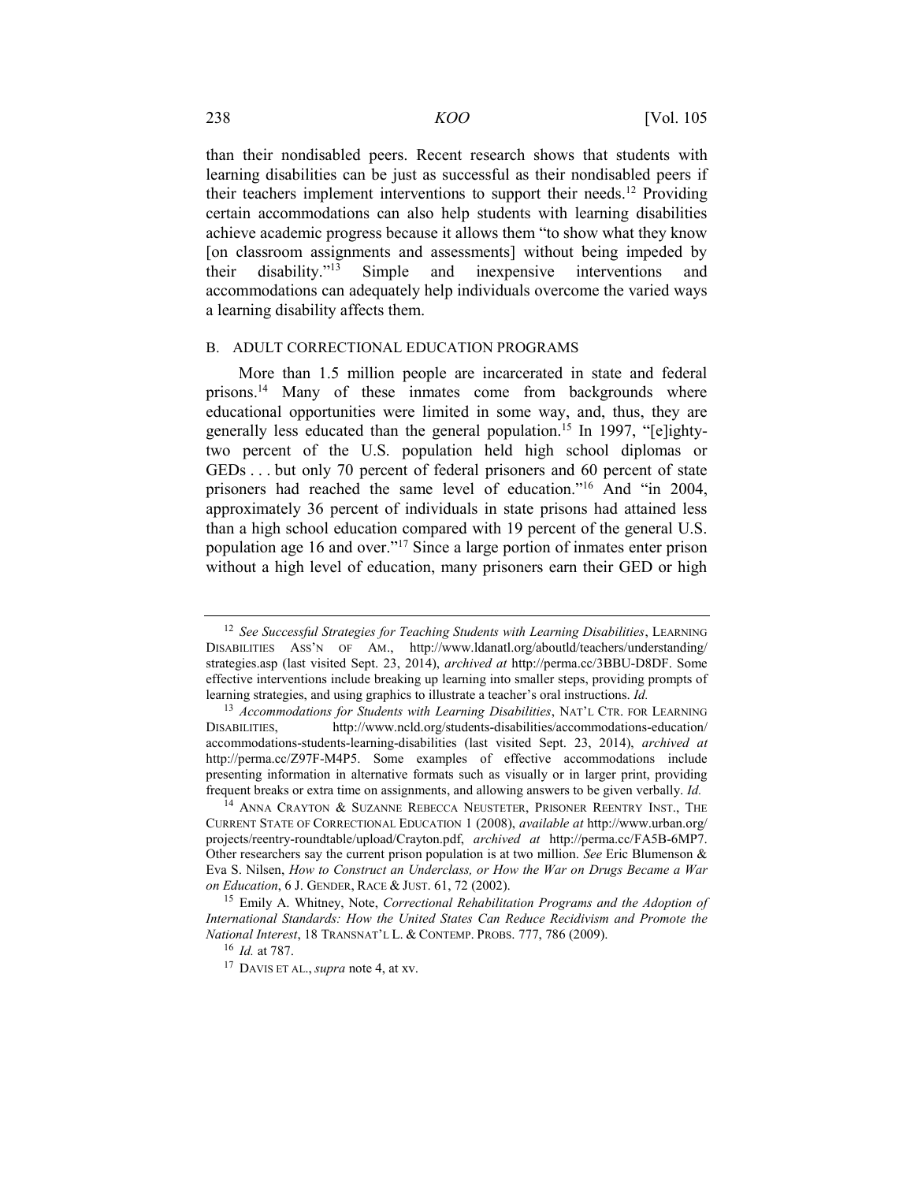than their nondisabled peers. Recent research shows that students with learning disabilities can be just as successful as their nondisabled peers if their teachers implement interventions to support their needs.[12] Providing certain accommodations can also help students with learning disabilities achieve academic progress because it allows them "to show what they know [on classroom assignments and assessments] without being impeded by their disability."[13] Simple and inexpensive interventions and accommodations can adequately help individuals overcome the varied ways a learning disability affects them.

### B. ADULT CORRECTIONAL EDUCATION PROGRAMS

More than 1.5 million people are incarcerated in state and federal prisons.[14] Many of these inmates come from backgrounds where educational opportunities were limited in some way, and, thus, they are generally less educated than the general population.[15] In 1997, "[e]ighty-two percent of the U.S. population held high school diplomas or GEDs . . . but only 70 percent of federal prisoners and 60 percent of state prisoners had reached the same level of education."[16] And "in 2004, approximately 36 percent of individuals in state prisons had attained less than a high school education compared with 19 percent of the general U.S. population age 16 and over."[17] Since a large portion of inmates enter prison without a high level of education, many prisoners earn their GED or high

---

[12] *See Successful Strategies for Teaching Students with Learning Disabilities*, LEARNING DISABILITIES ASS'N OF AM., http://www.ldanatl.org/aboutld/teachers/understanding/strategies.asp (last visited Sept. 23, 2014), *archived at* http://perma.cc/3BBU-D8DF. Some effective interventions include breaking up learning into smaller steps, providing prompts of learning strategies, and using graphics to illustrate a teacher's oral instructions. *Id.*

[13] *Accommodations for Students with Learning Disabilities*, NAT'L CTR. FOR LEARNING DISABILITIES, http://www.ncld.org/students-disabilities/accommodations-education/accommodations-students-learning-disabilities (last visited Sept. 23, 2014), *archived at* http://perma.cc/Z97F-M4P5. Some examples of effective accommodations include presenting information in alternative formats such as visually or in larger print, providing frequent breaks or extra time on assignments, and allowing answers to be given verbally. *Id.*

[14] ANNA CRAYTON & SUZANNE REBECCA NEUSTETER, PRISONER REENTRY INST., THE CURRENT STATE OF CORRECTIONAL EDUCATION 1 (2008), *available at* http://www.urban.org/projects/reentry-roundtable/upload/Crayton.pdf, *archived at* http://perma.cc/FA5B-6MP7. Other researchers say the current prison population is at two million. *See* Eric Blumenson & Eva S. Nilsen, *How to Construct an Underclass, or How the War on Drugs Became a War on Education*, 6 J. GENDER, RACE & JUST. 61, 72 (2002).

[15] Emily A. Whitney, Note, *Correctional Rehabilitation Programs and the Adoption of International Standards: How the United States Can Reduce Recidivism and Promote the National Interest*, 18 TRANSNAT'L L. & CONTEMP. PROBS. 777, 786 (2009).

[16] *Id.* at 787.

[17] DAVIS ET AL., *supra* note 4, at xv.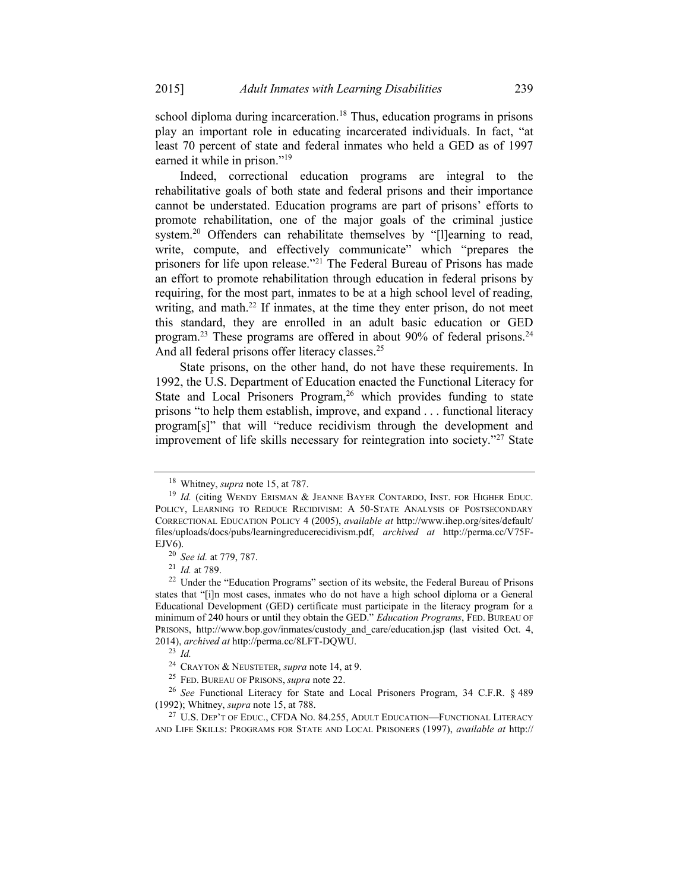school diploma during incarceration.[18] Thus, education programs in prisons play an important role in educating incarcerated individuals. In fact, "at least 70 percent of state and federal inmates who held a GED as of 1997 earned it while in prison."[19]

Indeed, correctional education programs are integral to the rehabilitative goals of both state and federal prisons and their importance cannot be understated. Education programs are part of prisons' efforts to promote rehabilitation, one of the major goals of the criminal justice system.[20] Offenders can rehabilitate themselves by "[l]earning to read, write, compute, and effectively communicate" which "prepares the prisoners for life upon release."[21] The Federal Bureau of Prisons has made an effort to promote rehabilitation through education in federal prisons by requiring, for the most part, inmates to be at a high school level of reading, writing, and math.[22] If inmates, at the time they enter prison, do not meet this standard, they are enrolled in an adult basic education or GED program.[23] These programs are offered in about 90% of federal prisons.[24] And all federal prisons offer literacy classes.[25]

State prisons, on the other hand, do not have these requirements. In 1992, the U.S. Department of Education enacted the Functional Literacy for State and Local Prisoners Program,[26] which provides funding to state prisons "to help them establish, improve, and expand . . . functional literacy program[s]" that will "reduce recidivism through the development and improvement of life skills necessary for reintegration into society."[27] State

---

[18] Whitney, *supra* note 15, at 787.

[19] *Id.* (citing WENDY ERISMAN & JEANNE BAYER CONTARDO, INST. FOR HIGHER EDUC. POLICY, LEARNING TO REDUCE RECIDIVISM: A 50-STATE ANALYSIS OF POSTSECONDARY CORRECTIONAL EDUCATION POLICY 4 (2005), *available at* http://www.ihep.org/sites/default/files/uploads/docs/pubs/learningreducerecidivism.pdf, *archived at* http://perma.cc/V75F-EJV6).

[20] *See id.* at 779, 787.

[21] *Id.* at 789.

[22] Under the "Education Programs" section of its website, the Federal Bureau of Prisons states that "[i]n most cases, inmates who do not have a high school diploma or a General Educational Development (GED) certificate must participate in the literacy program for a minimum of 240 hours or until they obtain the GED." *Education Programs*, FED. BUREAU OF PRISONS, http://www.bop.gov/inmates/custody_and_care/education.jsp (last visited Oct. 4, 2014), *archived at* http://perma.cc/8LFT-DQWU.

[23] *Id.*

[24] CRAYTON & NEUSTETER, *supra* note 14, at 9.

[25] FED. BUREAU OF PRISONS, *supra* note 22.

[26] *See* Functional Literacy for State and Local Prisoners Program, 34 C.F.R. § 489 (1992); Whitney, *supra* note 15, at 788.

[27] U.S. DEP'T OF EDUC., CFDA NO. 84.255, ADULT EDUCATION—FUNCTIONAL LITERACY AND LIFE SKILLS: PROGRAMS FOR STATE AND LOCAL PRISONERS (1997), *available at* http://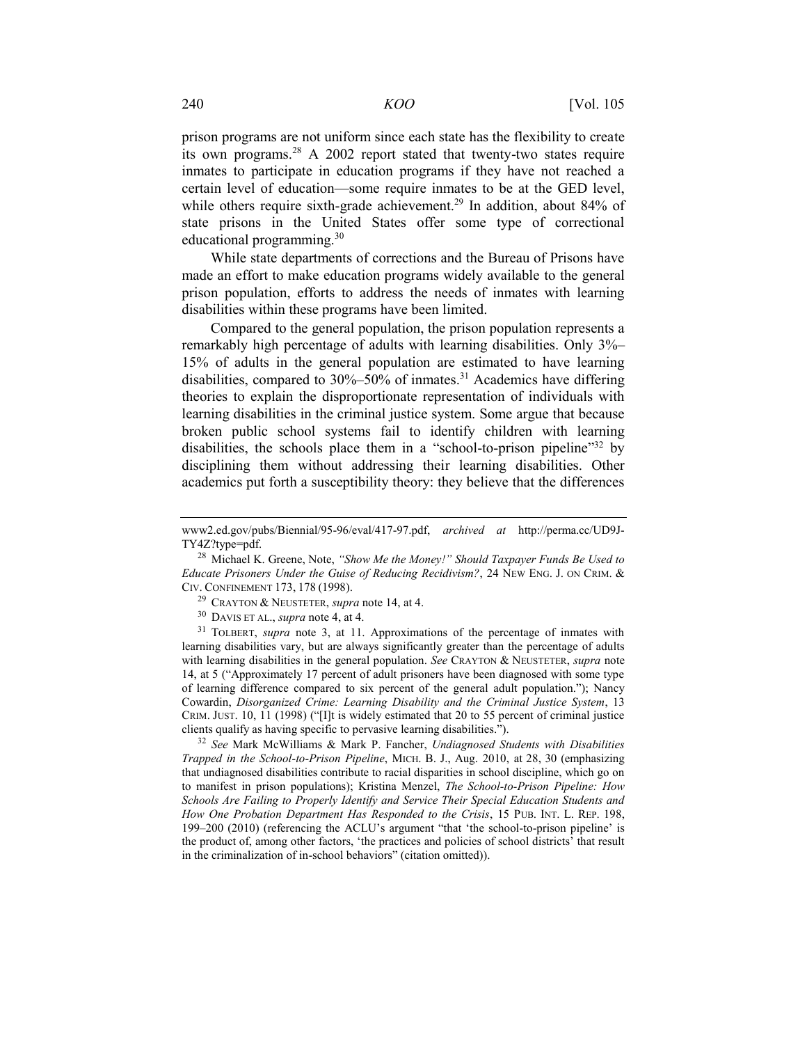prison programs are not uniform since each state has the flexibility to create its own programs.[28] A 2002 report stated that twenty-two states require inmates to participate in education programs if they have not reached a certain level of education—some require inmates to be at the GED level, while others require sixth-grade achievement.[29] In addition, about 84% of state prisons in the United States offer some type of correctional educational programming.[30]

While state departments of corrections and the Bureau of Prisons have made an effort to make education programs widely available to the general prison population, efforts to address the needs of inmates with learning disabilities within these programs have been limited.

Compared to the general population, the prison population represents a remarkably high percentage of adults with learning disabilities. Only 3%–15% of adults in the general population are estimated to have learning disabilities, compared to 30%–50% of inmates.[31] Academics have differing theories to explain the disproportionate representation of individuals with learning disabilities in the criminal justice system. Some argue that because broken public school systems fail to identify children with learning disabilities, the schools place them in a "school-to-prison pipeline"[32] by disciplining them without addressing their learning disabilities. Other academics put forth a susceptibility theory: they believe that the differences

---

www2.ed.gov/pubs/Biennial/95-96/eval/417-97.pdf, *archived at* http://perma.cc/UD9J-TY4Z?type=pdf.

[28] Michael K. Greene, Note, *"Show Me the Money!" Should Taxpayer Funds Be Used to Educate Prisoners Under the Guise of Reducing Recidivism?*, 24 NEW ENG. J. ON CRIM. & CIV. CONFINEMENT 173, 178 (1998).

[29] CRAYTON & NEUSTETER, *supra* note 14, at 4.

[30] DAVIS ET AL., *supra* note 4, at 4.

[31] TOLBERT, *supra* note 3, at 11. Approximations of the percentage of inmates with learning disabilities vary, but are always significantly greater than the percentage of adults with learning disabilities in the general population. *See* CRAYTON & NEUSTETER, *supra* note 14, at 5 ("Approximately 17 percent of adult prisoners have been diagnosed with some type of learning difference compared to six percent of the general adult population."); Nancy Cowardin, *Disorganized Crime: Learning Disability and the Criminal Justice System*, 13 CRIM. JUST. 10, 11 (1998) ("[I]t is widely estimated that 20 to 55 percent of criminal justice clients qualify as having specific to pervasive learning disabilities.").

[32] *See* Mark McWilliams & Mark P. Fancher, *Undiagnosed Students with Disabilities Trapped in the School-to-Prison Pipeline*, MICH. B. J., Aug. 2010, at 28, 30 (emphasizing that undiagnosed disabilities contribute to racial disparities in school discipline, which go on to manifest in prison populations); Kristina Menzel, *The School-to-Prison Pipeline: How Schools Are Failing to Properly Identify and Service Their Special Education Students and How One Probation Department Has Responded to the Crisis*, 15 PUB. INT. L. REP. 198, 199–200 (2010) (referencing the ACLU's argument "that 'the school-to-prison pipeline' is the product of, among other factors, 'the practices and policies of school districts' that result in the criminalization of in-school behaviors" (citation omitted)).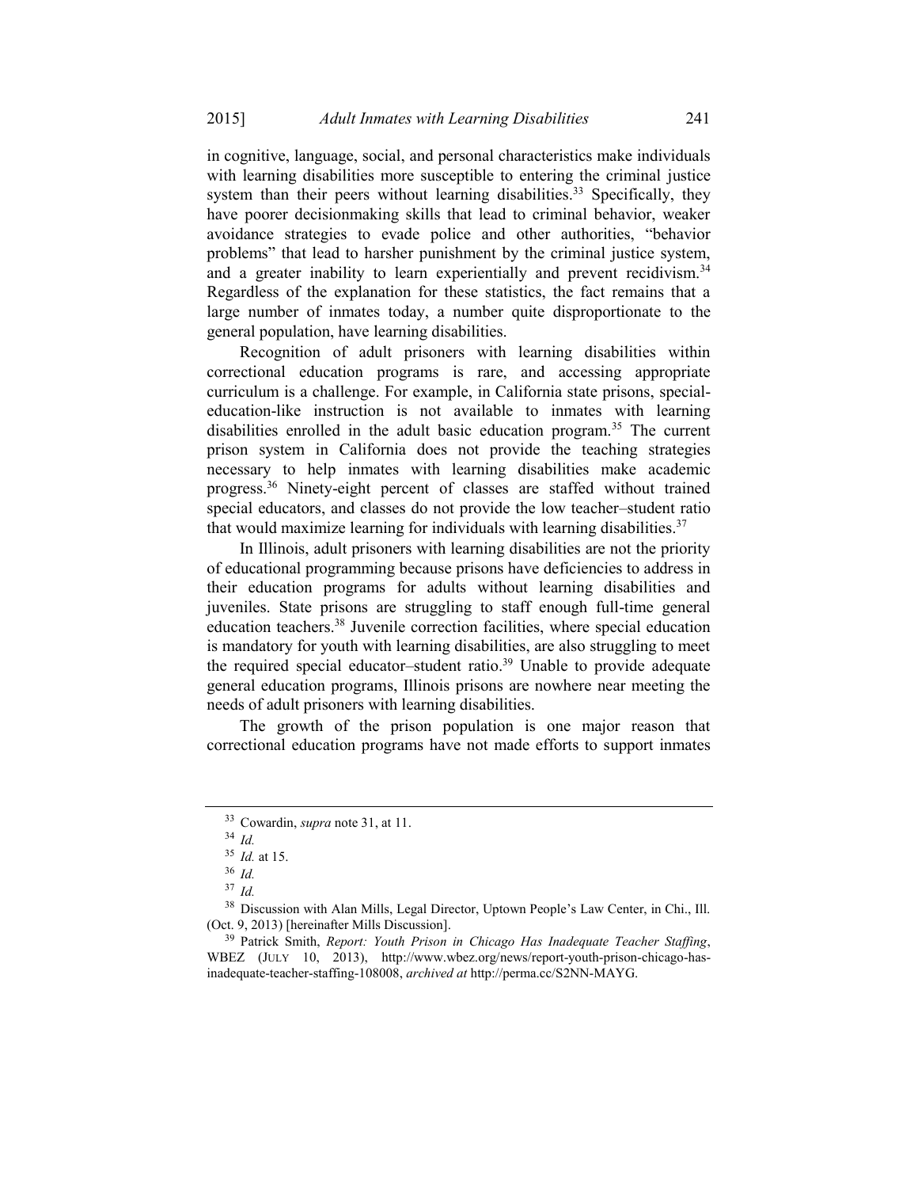in cognitive, language, social, and personal characteristics make individuals with learning disabilities more susceptible to entering the criminal justice system than their peers without learning disabilities.[33] Specifically, they have poorer decisionmaking skills that lead to criminal behavior, weaker avoidance strategies to evade police and other authorities, "behavior problems" that lead to harsher punishment by the criminal justice system, and a greater inability to learn experientially and prevent recidivism.[34] Regardless of the explanation for these statistics, the fact remains that a large number of inmates today, a number quite disproportionate to the general population, have learning disabilities.

Recognition of adult prisoners with learning disabilities within correctional education programs is rare, and accessing appropriate curriculum is a challenge. For example, in California state prisons, special-education-like instruction is not available to inmates with learning disabilities enrolled in the adult basic education program.[35] The current prison system in California does not provide the teaching strategies necessary to help inmates with learning disabilities make academic progress.[36] Ninety-eight percent of classes are staffed without trained special educators, and classes do not provide the low teacher–student ratio that would maximize learning for individuals with learning disabilities.[37]

In Illinois, adult prisoners with learning disabilities are not the priority of educational programming because prisons have deficiencies to address in their education programs for adults without learning disabilities and juveniles. State prisons are struggling to staff enough full-time general education teachers.[38] Juvenile correction facilities, where special education is mandatory for youth with learning disabilities, are also struggling to meet the required special educator–student ratio.[39] Unable to provide adequate general education programs, Illinois prisons are nowhere near meeting the needs of adult prisoners with learning disabilities.

The growth of the prison population is one major reason that correctional education programs have not made efforts to support inmates

---

[33] Cowardin, *supra* note 31, at 11.

[34] *Id.*

[35] *Id.* at 15.

[36] *Id.*

[37] *Id.*

[38] Discussion with Alan Mills, Legal Director, Uptown People's Law Center, in Chi., Ill. (Oct. 9, 2013) [hereinafter Mills Discussion].

[39] Patrick Smith, *Report: Youth Prison in Chicago Has Inadequate Teacher Staffing*, WBEZ (JULY 10, 2013), http://www.wbez.org/news/report-youth-prison-chicago-has-inadequate-teacher-staffing-108008, *archived at* http://perma.cc/S2NN-MAYG.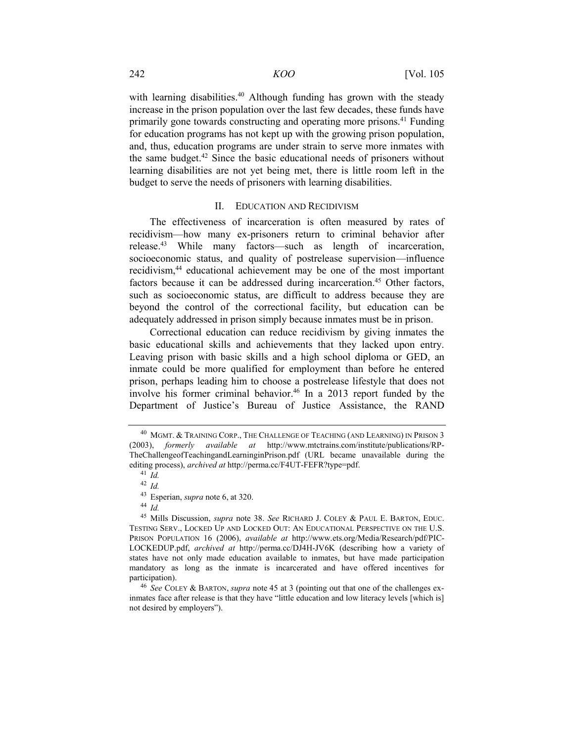with learning disabilities.[40] Although funding has grown with the steady increase in the prison population over the last few decades, these funds have primarily gone towards constructing and operating more prisons.[41] Funding for education programs has not kept up with the growing prison population, and, thus, education programs are under strain to serve more inmates with the same budget.[42] Since the basic educational needs of prisoners without learning disabilities are not yet being met, there is little room left in the budget to serve the needs of prisoners with learning disabilities.

## II. EDUCATION AND RECIDIVISM

The effectiveness of incarceration is often measured by rates of recidivism—how many ex-prisoners return to criminal behavior after release.[43] While many factors—such as length of incarceration, socioeconomic status, and quality of postrelease supervision—influence recidivism,[44] educational achievement may be one of the most important factors because it can be addressed during incarceration.[45] Other factors, such as socioeconomic status, are difficult to address because they are beyond the control of the correctional facility, but education can be adequately addressed in prison simply because inmates must be in prison.

Correctional education can reduce recidivism by giving inmates the basic educational skills and achievements that they lacked upon entry. Leaving prison with basic skills and a high school diploma or GED, an inmate could be more qualified for employment than before he entered prison, perhaps leading him to choose a postrelease lifestyle that does not involve his former criminal behavior.[46] In a 2013 report funded by the Department of Justice's Bureau of Justice Assistance, the RAND

---

[40] MGMT. & TRAINING CORP., THE CHALLENGE OF TEACHING (AND LEARNING) IN PRISON 3 (2003), *formerly available at* http://www.mtctrains.com/institute/publications/RP-TheChallengeofTeachingandLearninginPrison.pdf (URL became unavailable during the editing process), *archived at* http://perma.cc/F4UT-FEFR?type=pdf.

[41] *Id.*

[42] *Id.*

[43] Esperian, *supra* note 6, at 320.

[44] *Id.*

[45] Mills Discussion, *supra* note 38. *See* RICHARD J. COLEY & PAUL E. BARTON, EDUC. TESTING SERV., LOCKED UP AND LOCKED OUT: AN EDUCATIONAL PERSPECTIVE ON THE U.S. PRISON POPULATION 16 (2006), *available at* http://www.ets.org/Media/Research/pdf/PIC-LOCKEDUP.pdf, *archived at* http://perma.cc/DJ4H-JV6K (describing how a variety of states have not only made education available to inmates, but have made participation mandatory as long as the inmate is incarcerated and have offered incentives for participation).

[46] *See* COLEY & BARTON, *supra* note 45 at 3 (pointing out that one of the challenges ex-inmates face after release is that they have "little education and low literacy levels [which is] not desired by employers").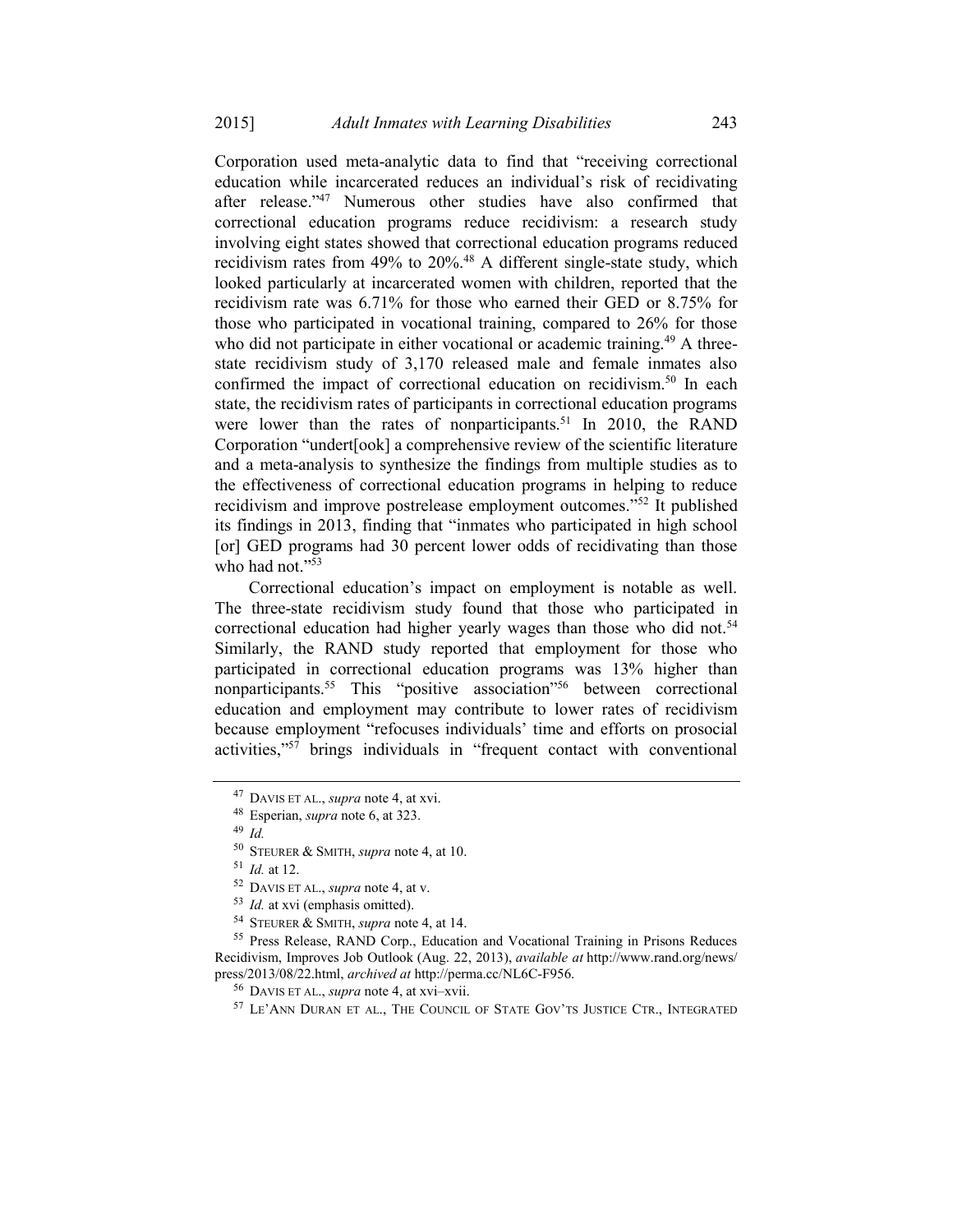Corporation used meta-analytic data to find that "receiving correctional education while incarcerated reduces an individual's risk of recidivating after release."[47] Numerous other studies have also confirmed that correctional education programs reduce recidivism: a research study involving eight states showed that correctional education programs reduced recidivism rates from 49% to 20%.[48] A different single-state study, which looked particularly at incarcerated women with children, reported that the recidivism rate was 6.71% for those who earned their GED or 8.75% for those who participated in vocational training, compared to 26% for those who did not participate in either vocational or academic training.[49] A three-state recidivism study of 3,170 released male and female inmates also confirmed the impact of correctional education on recidivism.[50] In each state, the recidivism rates of participants in correctional education programs were lower than the rates of nonparticipants.[51] In 2010, the RAND Corporation "undert[ook] a comprehensive review of the scientific literature and a meta-analysis to synthesize the findings from multiple studies as to the effectiveness of correctional education programs in helping to reduce recidivism and improve postrelease employment outcomes."[52] It published its findings in 2013, finding that "inmates who participated in high school [or] GED programs had 30 percent lower odds of recidivating than those who had not."[53]

Correctional education's impact on employment is notable as well. The three-state recidivism study found that those who participated in correctional education had higher yearly wages than those who did not.[54] Similarly, the RAND study reported that employment for those who participated in correctional education programs was 13% higher than nonparticipants.[55] This "positive association"[56] between correctional education and employment may contribute to lower rates of recidivism because employment "refocuses individuals' time and efforts on prosocial activities,"[57] brings individuals in "frequent contact with conventional

---

[47] DAVIS ET AL., *supra* note 4, at xvi.

[48] Esperian, *supra* note 6, at 323.

[49] *Id.*

[50] STEURER & SMITH, *supra* note 4, at 10.

[51] *Id.* at 12.

[52] DAVIS ET AL., *supra* note 4, at v.

[53] *Id.* at xvi (emphasis omitted).

[54] STEURER & SMITH, *supra* note 4, at 14.

[55] Press Release, RAND Corp., Education and Vocational Training in Prisons Reduces Recidivism, Improves Job Outlook (Aug. 22, 2013), *available at* http://www.rand.org/news/press/2013/08/22.html, *archived at* http://perma.cc/NL6C-F956.

[56] DAVIS ET AL., *supra* note 4, at xvi–xvii.

[57] LE'ANN DURAN ET AL., THE COUNCIL OF STATE GOV'TS JUSTICE CTR., INTEGRATED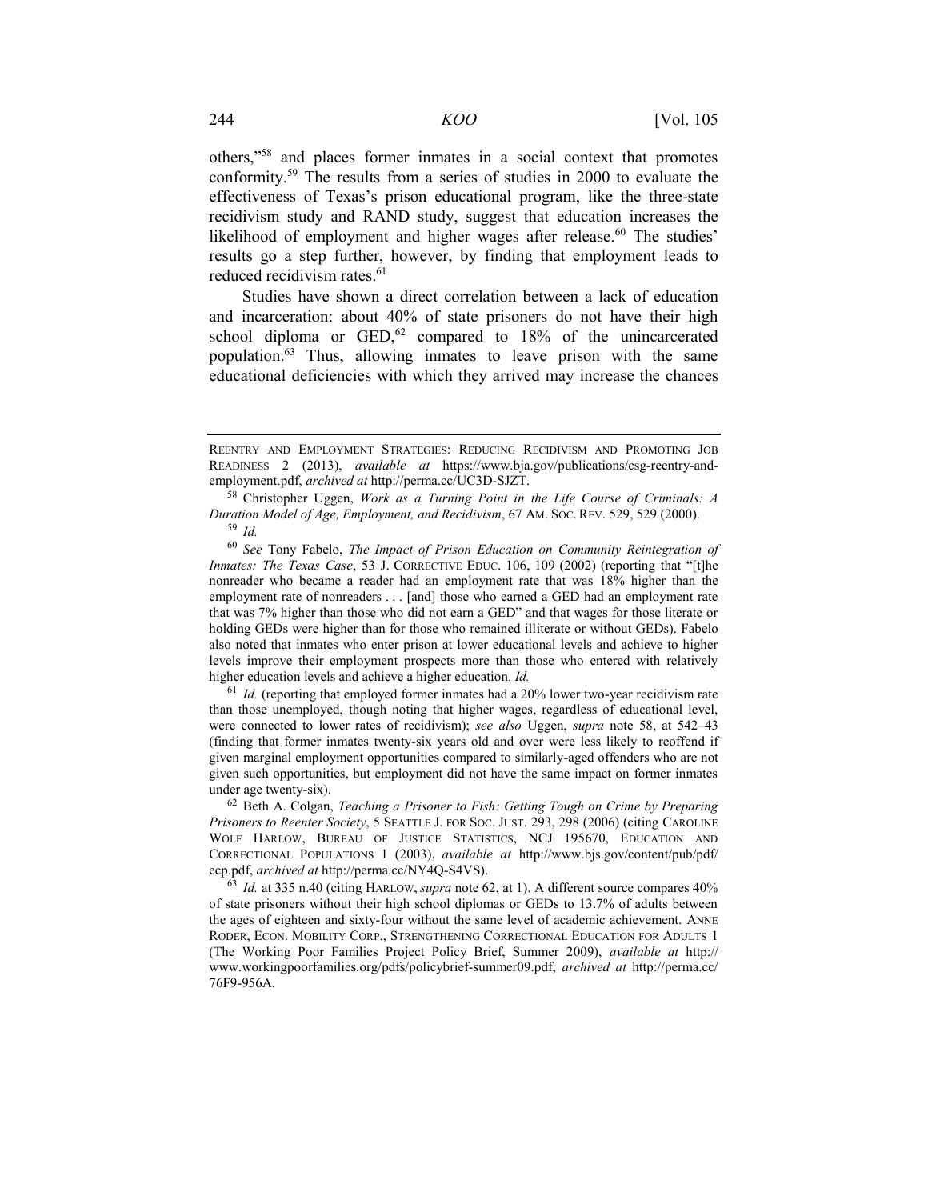others,"[58] and places former inmates in a social context that promotes conformity.[59] The results from a series of studies in 2000 to evaluate the effectiveness of Texas's prison educational program, like the three-state recidivism study and RAND study, suggest that education increases the likelihood of employment and higher wages after release.[60] The studies' results go a step further, however, by finding that employment leads to reduced recidivism rates.[61]

Studies have shown a direct correlation between a lack of education and incarceration: about 40% of state prisoners do not have their high school diploma or GED,[62] compared to 18% of the unincarcerated population.[63] Thus, allowing inmates to leave prison with the same educational deficiencies with which they arrived may increase the chances

---

REENTRY AND EMPLOYMENT STRATEGIES: REDUCING RECIDIVISM AND PROMOTING JOB READINESS 2 (2013), *available at* https://www.bja.gov/publications/csg-reentry-and-employment.pdf, *archived at* http://perma.cc/UC3D-SJZT.

[58] Christopher Uggen, *Work as a Turning Point in the Life Course of Criminals: A Duration Model of Age, Employment, and Recidivism*, 67 AM. SOC. REV. 529, 529 (2000).

[59] *Id.*

[60] *See* Tony Fabelo, *The Impact of Prison Education on Community Reintegration of Inmates: The Texas Case*, 53 J. CORRECTIVE EDUC. 106, 109 (2002) (reporting that "[t]he nonreader who became a reader had an employment rate that was 18% higher than the employment rate of nonreaders . . . [and] those who earned a GED had an employment rate that was 7% higher than those who did not earn a GED" and that wages for those literate or holding GEDs were higher than for those who remained illiterate or without GEDs). Fabelo also noted that inmates who enter prison at lower educational levels and achieve to higher levels improve their employment prospects more than those who entered with relatively higher education levels and achieve a higher education. *Id.*

[61] *Id.* (reporting that employed former inmates had a 20% lower two-year recidivism rate than those unemployed, though noting that higher wages, regardless of educational level, were connected to lower rates of recidivism); *see also* Uggen, *supra* note 58, at 542–43 (finding that former inmates twenty-six years old and over were less likely to reoffend if given marginal employment opportunities compared to similarly-aged offenders who are not given such opportunities, but employment did not have the same impact on former inmates under age twenty-six).

[62] Beth A. Colgan, *Teaching a Prisoner to Fish: Getting Tough on Crime by Preparing Prisoners to Reenter Society*, 5 SEATTLE J. FOR SOC. JUST. 293, 298 (2006) (citing CAROLINE WOLF HARLOW, BUREAU OF JUSTICE STATISTICS, NCJ 195670, EDUCATION AND CORRECTIONAL POPULATIONS 1 (2003), *available at* http://www.bjs.gov/content/pub/pdf/ecp.pdf, *archived at* http://perma.cc/NY4Q-S4VS).

[63] *Id.* at 335 n.40 (citing HARLOW, *supra* note 62, at 1). A different source compares 40% of state prisoners without their high school diplomas or GEDs to 13.7% of adults between the ages of eighteen and sixty-four without the same level of academic achievement. ANNE RODER, ECON. MOBILITY CORP., STRENGTHENING CORRECTIONAL EDUCATION FOR ADULTS 1 (The Working Poor Families Project Policy Brief, Summer 2009), *available at* http://www.workingpoorfamilies.org/pdfs/policybrief-summer09.pdf, *archived at* http://perma.cc/76F9-956A.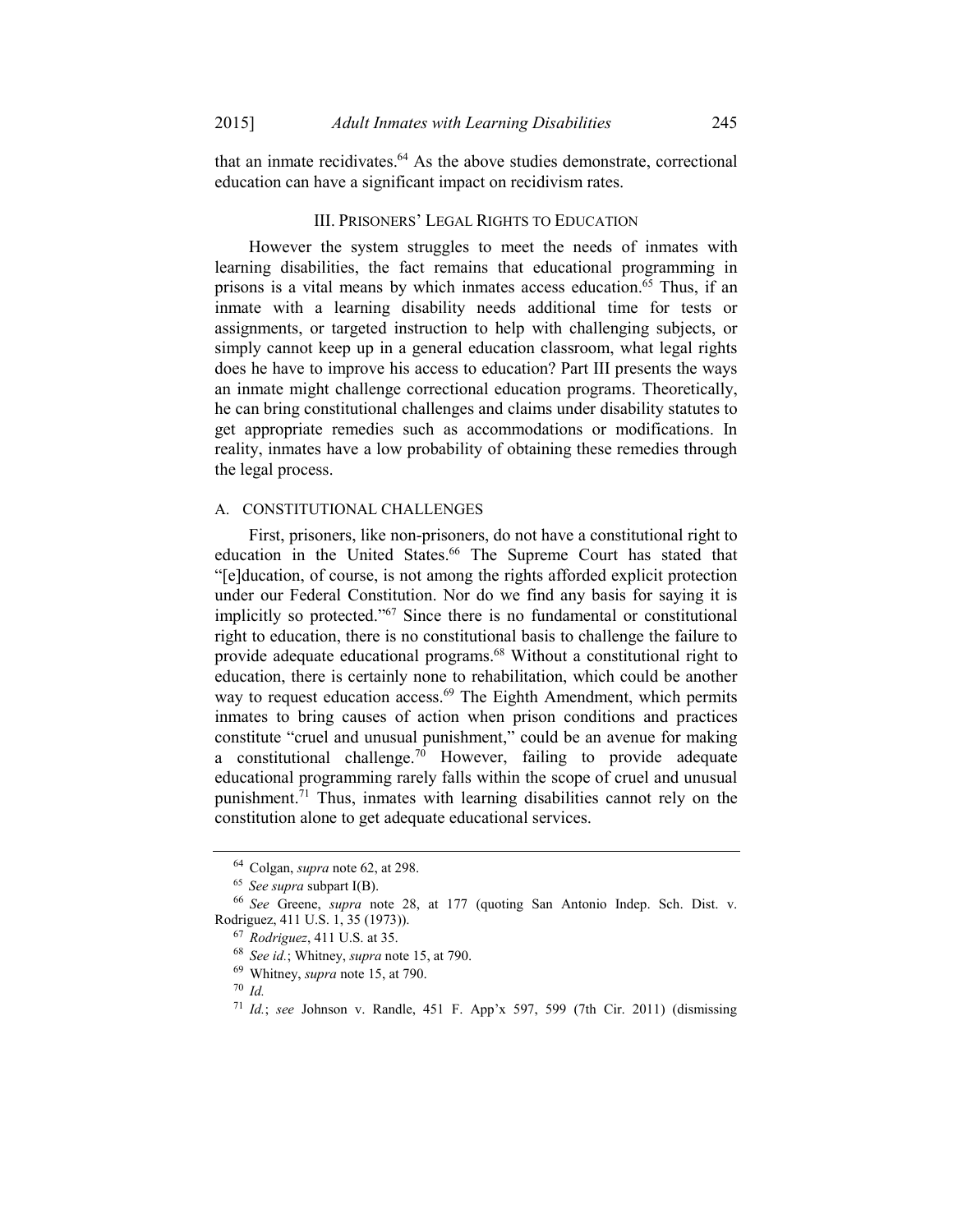that an inmate recidivates.[64] As the above studies demonstrate, correctional education can have a significant impact on recidivism rates.

## III. PRISONERS' LEGAL RIGHTS TO EDUCATION

However the system struggles to meet the needs of inmates with learning disabilities, the fact remains that educational programming in prisons is a vital means by which inmates access education.[65] Thus, if an inmate with a learning disability needs additional time for tests or assignments, or targeted instruction to help with challenging subjects, or simply cannot keep up in a general education classroom, what legal rights does he have to improve his access to education? Part III presents the ways an inmate might challenge correctional education programs. Theoretically, he can bring constitutional challenges and claims under disability statutes to get appropriate remedies such as accommodations or modifications. In reality, inmates have a low probability of obtaining these remedies through the legal process.

### A. CONSTITUTIONAL CHALLENGES

First, prisoners, like non-prisoners, do not have a constitutional right to education in the United States.[66] The Supreme Court has stated that "[e]ducation, of course, is not among the rights afforded explicit protection under our Federal Constitution. Nor do we find any basis for saying it is implicitly so protected."[67] Since there is no fundamental or constitutional right to education, there is no constitutional basis to challenge the failure to provide adequate educational programs.[68] Without a constitutional right to education, there is certainly none to rehabilitation, which could be another way to request education access.[69] The Eighth Amendment, which permits inmates to bring causes of action when prison conditions and practices constitute "cruel and unusual punishment," could be an avenue for making a constitutional challenge.[70] However, failing to provide adequate educational programming rarely falls within the scope of cruel and unusual punishment.[71] Thus, inmates with learning disabilities cannot rely on the constitution alone to get adequate educational services.

---

[64] Colgan, *supra* note 62, at 298.

[65] *See supra* subpart I(B).

[66] *See* Greene, *supra* note 28, at 177 (quoting San Antonio Indep. Sch. Dist. v. Rodriguez, 411 U.S. 1, 35 (1973)).

[67] *Rodriguez*, 411 U.S. at 35.

[68] *See id.*; Whitney, *supra* note 15, at 790.

[69] Whitney, *supra* note 15, at 790.

[70] *Id.*

[71] *Id.*; *see* Johnson v. Randle, 451 F. App'x 597, 599 (7th Cir. 2011) (dismissing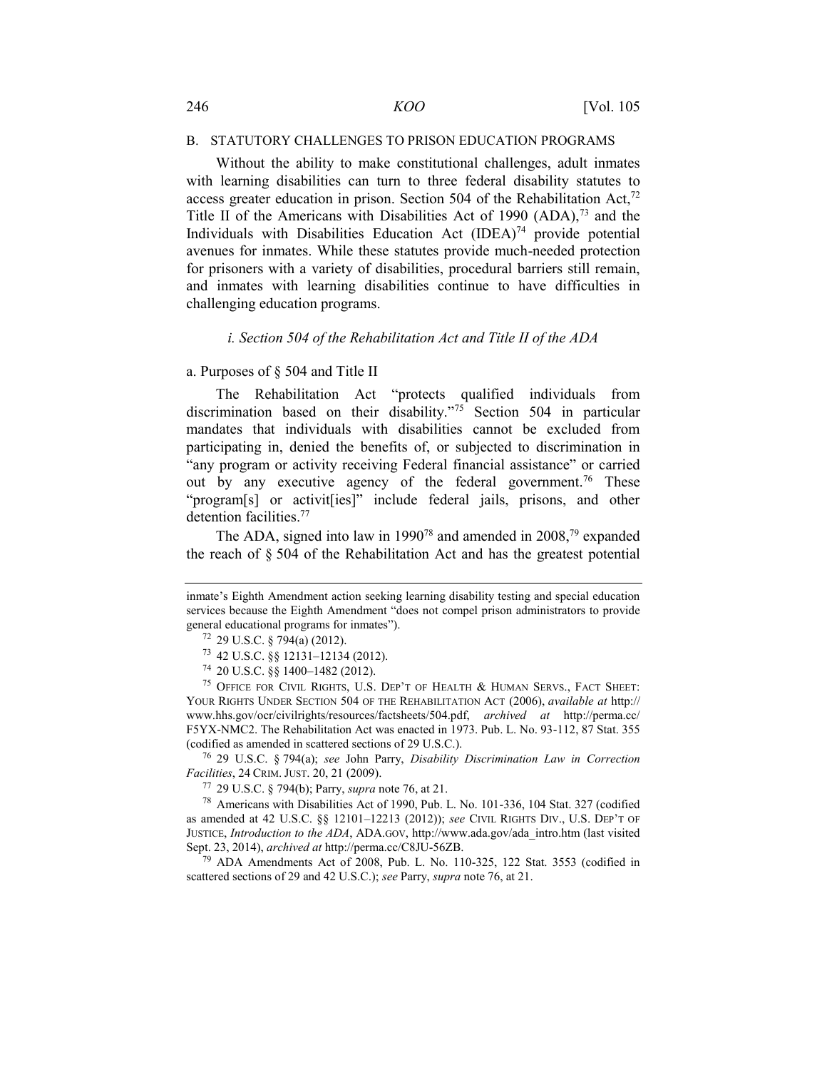## B. STATUTORY CHALLENGES TO PRISON EDUCATION PROGRAMS

Without the ability to make constitutional challenges, adult inmates with learning disabilities can turn to three federal disability statutes to access greater education in prison. Section 504 of the Rehabilitation Act,[72] Title II of the Americans with Disabilities Act of 1990 (ADA),[73] and the Individuals with Disabilities Education Act (IDEA)[74] provide potential avenues for inmates. While these statutes provide much-needed protection for prisoners with a variety of disabilities, procedural barriers still remain, and inmates with learning disabilities continue to have difficulties in challenging education programs.

### *i. Section 504 of the Rehabilitation Act and Title II of the ADA*

#### a. Purposes of § 504 and Title II

The Rehabilitation Act "protects qualified individuals from discrimination based on their disability."[75] Section 504 in particular mandates that individuals with disabilities cannot be excluded from participating in, denied the benefits of, or subjected to discrimination in "any program or activity receiving Federal financial assistance" or carried out by any executive agency of the federal government.[76] These "program[s] or activit[ies]" include federal jails, prisons, and other detention facilities.[77]

The ADA, signed into law in 1990[78] and amended in 2008,[79] expanded the reach of § 504 of the Rehabilitation Act and has the greatest potential

---

inmate's Eighth Amendment action seeking learning disability testing and special education services because the Eighth Amendment "does not compel prison administrators to provide general educational programs for inmates").

[72] 29 U.S.C. § 794(a) (2012).

[73] 42 U.S.C. §§ 12131–12134 (2012).

[74] 20 U.S.C. §§ 1400–1482 (2012).

[75] OFFICE FOR CIVIL RIGHTS, U.S. DEP'T OF HEALTH & HUMAN SERVS., FACT SHEET: YOUR RIGHTS UNDER SECTION 504 OF THE REHABILITATION ACT (2006), *available at* http://www.hhs.gov/ocr/civilrights/resources/factsheets/504.pdf, *archived at* http://perma.cc/F5YX-NMC2. The Rehabilitation Act was enacted in 1973. Pub. L. No. 93-112, 87 Stat. 355 (codified as amended in scattered sections of 29 U.S.C.).

[76] 29 U.S.C. § 794(a); *see* John Parry, *Disability Discrimination Law in Correction Facilities*, 24 CRIM. JUST. 20, 21 (2009).

[77] 29 U.S.C. § 794(b); Parry, *supra* note 76, at 21.

[78] Americans with Disabilities Act of 1990, Pub. L. No. 101-336, 104 Stat. 327 (codified as amended at 42 U.S.C. §§ 12101–12213 (2012)); *see* CIVIL RIGHTS DIV., U.S. DEP'T OF JUSTICE, *Introduction to the ADA*, ADA.GOV, http://www.ada.gov/ada_intro.htm (last visited Sept. 23, 2014), *archived at* http://perma.cc/C8JU-56ZB.

[79] ADA Amendments Act of 2008, Pub. L. No. 110-325, 122 Stat. 3553 (codified in scattered sections of 29 and 42 U.S.C.); *see* Parry, *supra* note 76, at 21.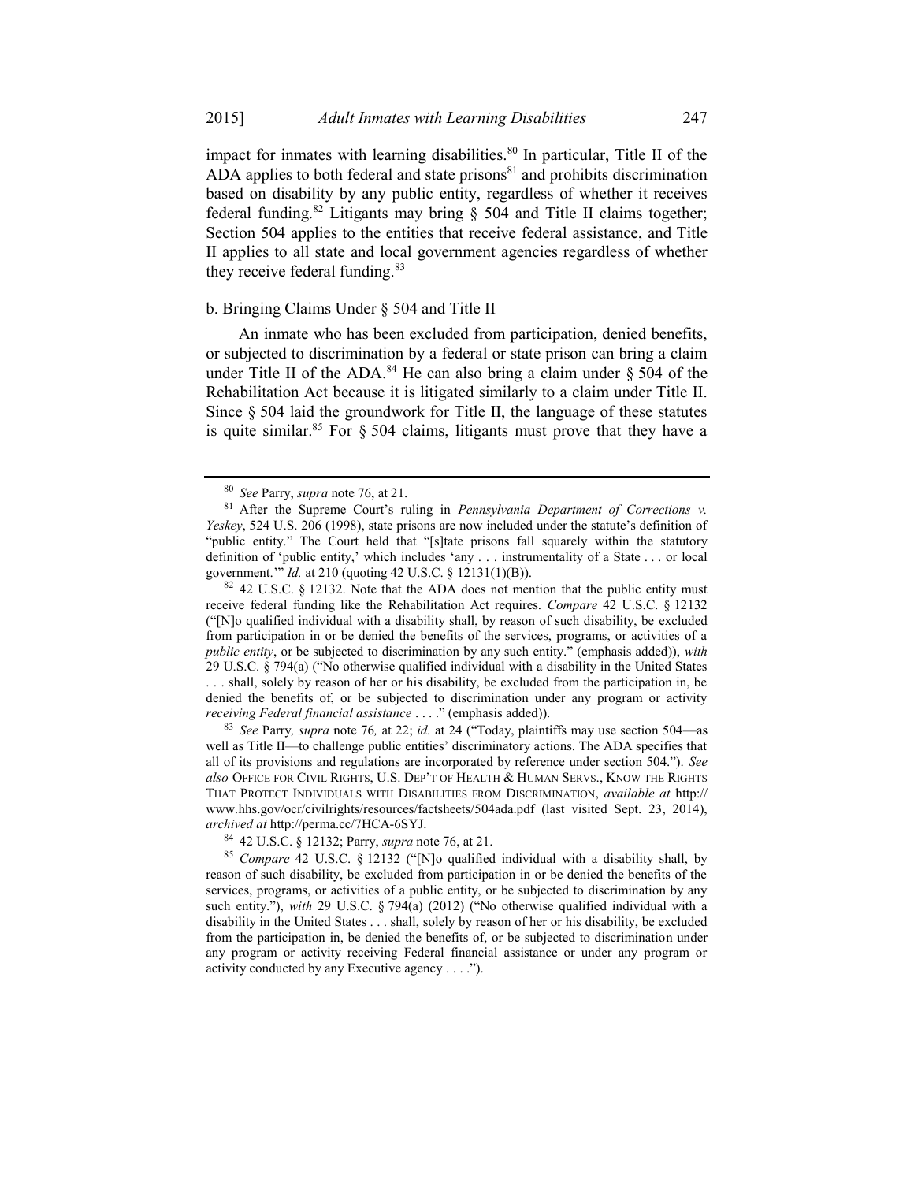impact for inmates with learning disabilities.[80] In particular, Title II of the ADA applies to both federal and state prisons[81] and prohibits discrimination based on disability by any public entity, regardless of whether it receives federal funding.[82] Litigants may bring § 504 and Title II claims together; Section 504 applies to the entities that receive federal assistance, and Title II applies to all state and local government agencies regardless of whether they receive federal funding.[83]

b. Bringing Claims Under § 504 and Title II

An inmate who has been excluded from participation, denied benefits, or subjected to discrimination by a federal or state prison can bring a claim under Title II of the ADA.[84] He can also bring a claim under § 504 of the Rehabilitation Act because it is litigated similarly to a claim under Title II. Since § 504 laid the groundwork for Title II, the language of these statutes is quite similar.[85] For § 504 claims, litigants must prove that they have a

---

[80] *See* Parry, *supra* note 76, at 21.

[81] After the Supreme Court's ruling in *Pennsylvania Department of Corrections v. Yeskey*, 524 U.S. 206 (1998), state prisons are now included under the statute's definition of "public entity." The Court held that "[s]tate prisons fall squarely within the statutory definition of 'public entity,' which includes 'any . . . instrumentality of a State . . . or local government.'" *Id.* at 210 (quoting 42 U.S.C. § 12131(1)(B)).

[82] 42 U.S.C. § 12132. Note that the ADA does not mention that the public entity must receive federal funding like the Rehabilitation Act requires. *Compare* 42 U.S.C. § 12132 ("[N]o qualified individual with a disability shall, by reason of such disability, be excluded from participation in or be denied the benefits of the services, programs, or activities of a *public entity*, or be subjected to discrimination by any such entity." (emphasis added)), *with* 29 U.S.C. § 794(a) ("No otherwise qualified individual with a disability in the United States . . . shall, solely by reason of her or his disability, be excluded from the participation in, be denied the benefits of, or be subjected to discrimination under any program or activity *receiving Federal financial assistance* . . . ." (emphasis added)).

[83] *See* Parry*, supra* note 76*,* at 22; *id.* at 24 ("Today, plaintiffs may use section 504—as well as Title II—to challenge public entities' discriminatory actions. The ADA specifies that all of its provisions and regulations are incorporated by reference under section 504."). *See also* OFFICE FOR CIVIL RIGHTS, U.S. DEP'T OF HEALTH & HUMAN SERVS., KNOW THE RIGHTS THAT PROTECT INDIVIDUALS WITH DISABILITIES FROM DISCRIMINATION, *available at* http://www.hhs.gov/ocr/civilrights/resources/factsheets/504ada.pdf (last visited Sept. 23, 2014), *archived at* http://perma.cc/7HCA-6SYJ.

[84] 42 U.S.C. § 12132; Parry, *supra* note 76, at 21.

[85] *Compare* 42 U.S.C. § 12132 ("[N]o qualified individual with a disability shall, by reason of such disability, be excluded from participation in or be denied the benefits of the services, programs, or activities of a public entity, or be subjected to discrimination by any such entity."), *with* 29 U.S.C. § 794(a) (2012) ("No otherwise qualified individual with a disability in the United States . . . shall, solely by reason of her or his disability, be excluded from the participation in, be denied the benefits of, or be subjected to discrimination under any program or activity receiving Federal financial assistance or under any program or activity conducted by any Executive agency . . . .").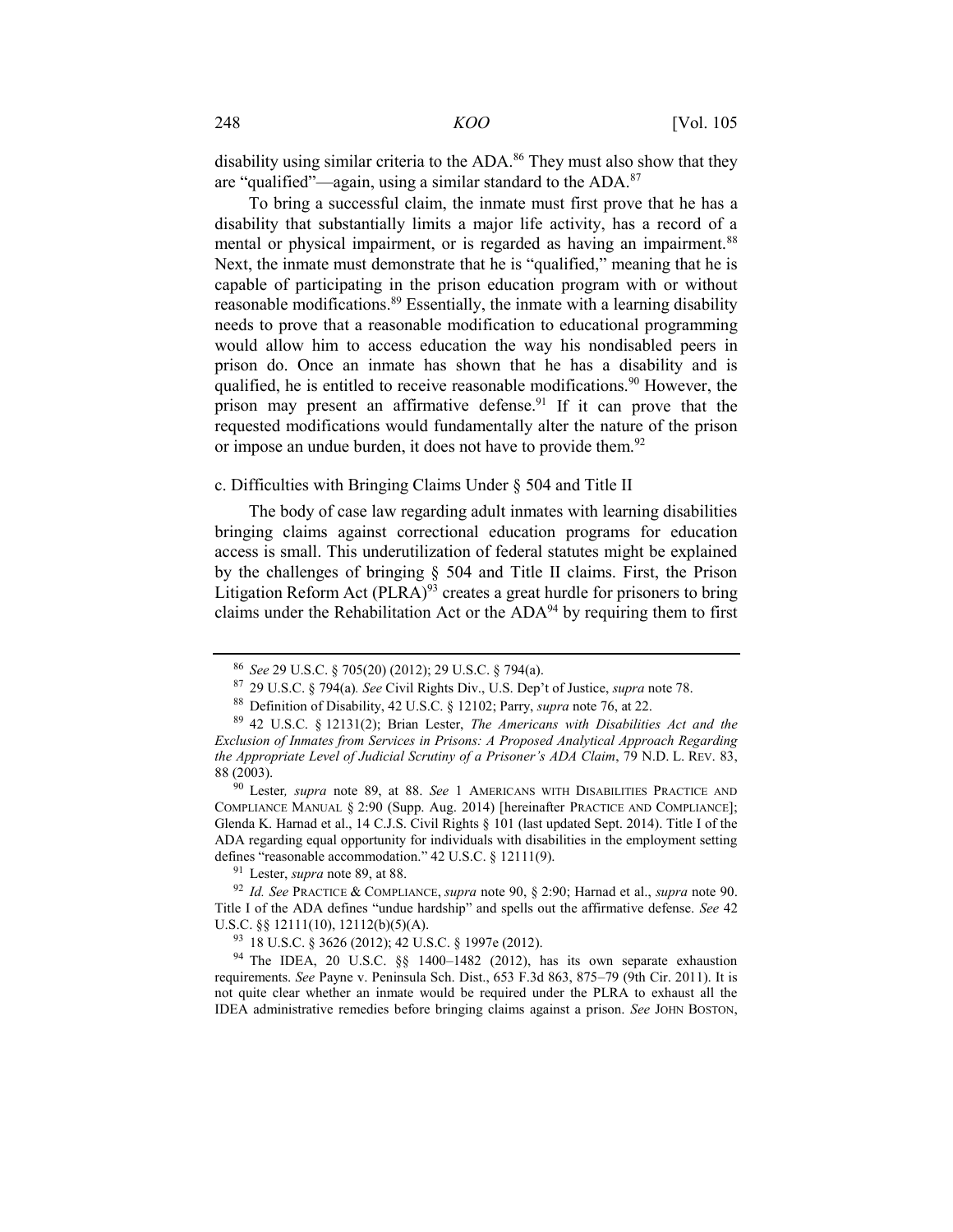disability using similar criteria to the ADA.[86] They must also show that they are "qualified"—again, using a similar standard to the ADA.[87]

To bring a successful claim, the inmate must first prove that he has a disability that substantially limits a major life activity, has a record of a mental or physical impairment, or is regarded as having an impairment.[88] Next, the inmate must demonstrate that he is "qualified," meaning that he is capable of participating in the prison education program with or without reasonable modifications.[89] Essentially, the inmate with a learning disability needs to prove that a reasonable modification to educational programming would allow him to access education the way his nondisabled peers in prison do. Once an inmate has shown that he has a disability and is qualified, he is entitled to receive reasonable modifications.[90] However, the prison may present an affirmative defense.[91] If it can prove that the requested modifications would fundamentally alter the nature of the prison or impose an undue burden, it does not have to provide them.[92]

c. Difficulties with Bringing Claims Under § 504 and Title II

The body of case law regarding adult inmates with learning disabilities bringing claims against correctional education programs for education access is small. This underutilization of federal statutes might be explained by the challenges of bringing § 504 and Title II claims. First, the Prison Litigation Reform Act (PLRA)[93] creates a great hurdle for prisoners to bring claims under the Rehabilitation Act or the ADA[94] by requiring them to first

---

[86] *See* 29 U.S.C. § 705(20) (2012); 29 U.S.C. § 794(a).

[87] 29 U.S.C. § 794(a)*. See* Civil Rights Div., U.S. Dep't of Justice, *supra* note 78.

[88] Definition of Disability, 42 U.S.C. § 12102; Parry, *supra* note 76, at 22.

[89] 42 U.S.C. § 12131(2); Brian Lester, *The Americans with Disabilities Act and the Exclusion of Inmates from Services in Prisons: A Proposed Analytical Approach Regarding the Appropriate Level of Judicial Scrutiny of a Prisoner's ADA Claim*, 79 N.D. L. REV. 83, 88 (2003).

[90] Lester*, supra* note 89, at 88. *See* 1 AMERICANS WITH DISABILITIES PRACTICE AND COMPLIANCE MANUAL § 2:90 (Supp. Aug. 2014) [hereinafter PRACTICE AND COMPLIANCE]; Glenda K. Harnad et al., 14 C.J.S. Civil Rights § 101 (last updated Sept. 2014). Title I of the ADA regarding equal opportunity for individuals with disabilities in the employment setting defines "reasonable accommodation." 42 U.S.C. § 12111(9).

[91] Lester, *supra* note 89, at 88.

[92] *Id. See* PRACTICE & COMPLIANCE, *supra* note 90, § 2:90; Harnad et al., *supra* note 90. Title I of the ADA defines "undue hardship" and spells out the affirmative defense. *See* 42 U.S.C. §§ 12111(10), 12112(b)(5)(A).

[93] 18 U.S.C. § 3626 (2012); 42 U.S.C. § 1997e (2012).

[94] The IDEA, 20 U.S.C. §§ 1400–1482 (2012), has its own separate exhaustion requirements. *See* Payne v. Peninsula Sch. Dist., 653 F.3d 863, 875–79 (9th Cir. 2011). It is not quite clear whether an inmate would be required under the PLRA to exhaust all the IDEA administrative remedies before bringing claims against a prison. *See* JOHN BOSTON,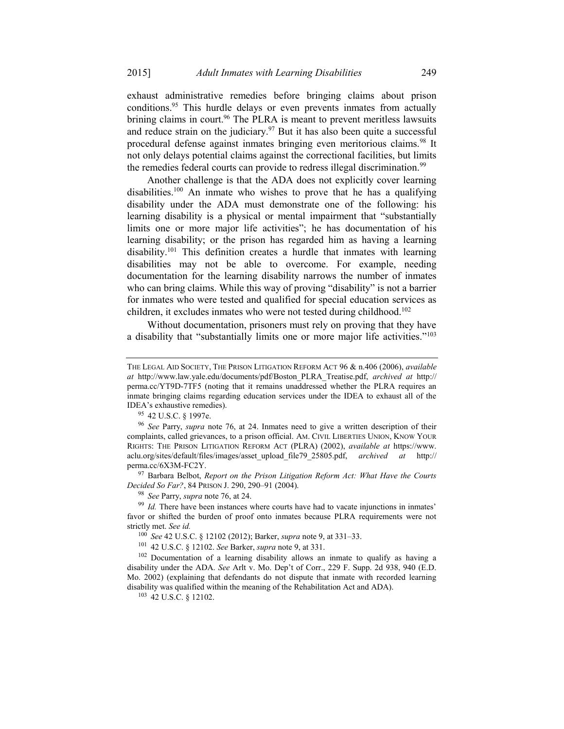exhaust administrative remedies before bringing claims about prison conditions.[95] This hurdle delays or even prevents inmates from actually brining claims in court.[96] The PLRA is meant to prevent meritless lawsuits and reduce strain on the judiciary.[97] But it has also been quite a successful procedural defense against inmates bringing even meritorious claims.[98] It not only delays potential claims against the correctional facilities, but limits the remedies federal courts can provide to redress illegal discrimination.[99]

Another challenge is that the ADA does not explicitly cover learning disabilities.[100] An inmate who wishes to prove that he has a qualifying disability under the ADA must demonstrate one of the following: his learning disability is a physical or mental impairment that "substantially limits one or more major life activities"; he has documentation of his learning disability; or the prison has regarded him as having a learning disability.[101] This definition creates a hurdle that inmates with learning disabilities may not be able to overcome. For example, needing documentation for the learning disability narrows the number of inmates who can bring claims. While this way of proving "disability" is not a barrier for inmates who were tested and qualified for special education services as children, it excludes inmates who were not tested during childhood.[102]

Without documentation, prisoners must rely on proving that they have a disability that "substantially limits one or more major life activities."[103]

---

THE LEGAL AID SOCIETY, THE PRISON LITIGATION REFORM ACT 96 & n.406 (2006), *available at* http://www.law.yale.edu/documents/pdf/Boston_PLRA_Treatise.pdf, *archived at* http://perma.cc/YT9D-7TF5 (noting that it remains unaddressed whether the PLRA requires an inmate bringing claims regarding education services under the IDEA to exhaust all of the IDEA's exhaustive remedies).

[95] 42 U.S.C. § 1997e.

[96] *See* Parry, *supra* note 76, at 24. Inmates need to give a written description of their complaints, called grievances, to a prison official. AM. CIVIL LIBERTIES UNION, KNOW YOUR RIGHTS: THE PRISON LITIGATION REFORM ACT (PLRA) (2002), *available at* https://www.aclu.org/sites/default/files/images/asset_upload_file79_25805.pdf, *archived at* http://perma.cc/6X3M-FC2Y.

[97] Barbara Belbot, *Report on the Prison Litigation Reform Act: What Have the Courts Decided So Far?*, 84 PRISON J. 290, 290–91 (2004).

[98] *See* Parry, *supra* note 76, at 24.

[99] *Id.* There have been instances where courts have had to vacate injunctions in inmates' favor or shifted the burden of proof onto inmates because PLRA requirements were not strictly met. *See id.*

[100] *See* 42 U.S.C. § 12102 (2012); Barker, *supra* note 9, at 331–33.

[101] 42 U.S.C. § 12102. *See* Barker, *supra* note 9, at 331.

[102] Documentation of a learning disability allows an inmate to qualify as having a disability under the ADA. *See* Arlt v. Mo. Dep't of Corr., 229 F. Supp. 2d 938, 940 (E.D. Mo. 2002) (explaining that defendants do not dispute that inmate with recorded learning disability was qualified within the meaning of the Rehabilitation Act and ADA).

[103] 42 U.S.C. § 12102.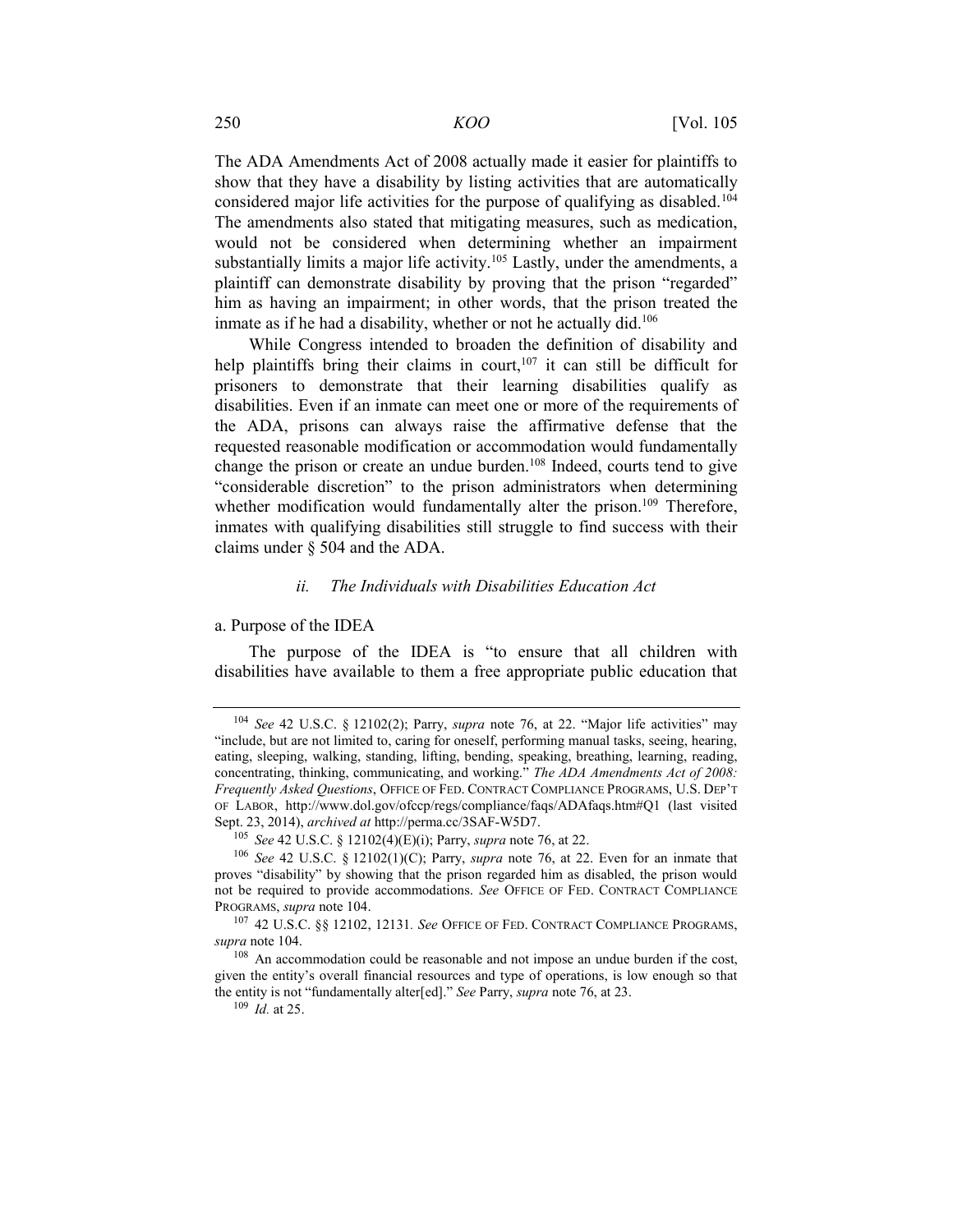The ADA Amendments Act of 2008 actually made it easier for plaintiffs to show that they have a disability by listing activities that are automatically considered major life activities for the purpose of qualifying as disabled.[104] The amendments also stated that mitigating measures, such as medication, would not be considered when determining whether an impairment substantially limits a major life activity.[105] Lastly, under the amendments, a plaintiff can demonstrate disability by proving that the prison "regarded" him as having an impairment; in other words, that the prison treated the inmate as if he had a disability, whether or not he actually did.[106]

While Congress intended to broaden the definition of disability and help plaintiffs bring their claims in court,[107] it can still be difficult for prisoners to demonstrate that their learning disabilities qualify as disabilities. Even if an inmate can meet one or more of the requirements of the ADA, prisons can always raise the affirmative defense that the requested reasonable modification or accommodation would fundamentally change the prison or create an undue burden.[108] Indeed, courts tend to give "considerable discretion" to the prison administrators when determining whether modification would fundamentally alter the prison.[109] Therefore, inmates with qualifying disabilities still struggle to find success with their claims under § 504 and the ADA.

### *ii. The Individuals with Disabilities Education Act*

a. Purpose of the IDEA

The purpose of the IDEA is "to ensure that all children with disabilities have available to them a free appropriate public education that

---

[104] *See* 42 U.S.C. § 12102(2); Parry, *supra* note 76, at 22. "Major life activities" may "include, but are not limited to, caring for oneself, performing manual tasks, seeing, hearing, eating, sleeping, walking, standing, lifting, bending, speaking, breathing, learning, reading, concentrating, thinking, communicating, and working." *The ADA Amendments Act of 2008: Frequently Asked Questions*, OFFICE OF FED. CONTRACT COMPLIANCE PROGRAMS, U.S. DEP'T OF LABOR, http://www.dol.gov/ofccp/regs/compliance/faqs/ADAfaqs.htm#Q1 (last visited Sept. 23, 2014), *archived at* http://perma.cc/3SAF-W5D7.

[105] *See* 42 U.S.C. § 12102(4)(E)(i); Parry, *supra* note 76, at 22.

[106] *See* 42 U.S.C. § 12102(1)(C); Parry, *supra* note 76, at 22. Even for an inmate that proves "disability" by showing that the prison regarded him as disabled, the prison would not be required to provide accommodations. *See* OFFICE OF FED. CONTRACT COMPLIANCE PROGRAMS, *supra* note 104.

[107] 42 U.S.C. §§ 12102, 12131. *See* OFFICE OF FED. CONTRACT COMPLIANCE PROGRAMS, *supra* note 104.

[108] An accommodation could be reasonable and not impose an undue burden if the cost, given the entity's overall financial resources and type of operations, is low enough so that the entity is not "fundamentally alter[ed]." *See* Parry, *supra* note 76, at 23.

[109] *Id.* at 25.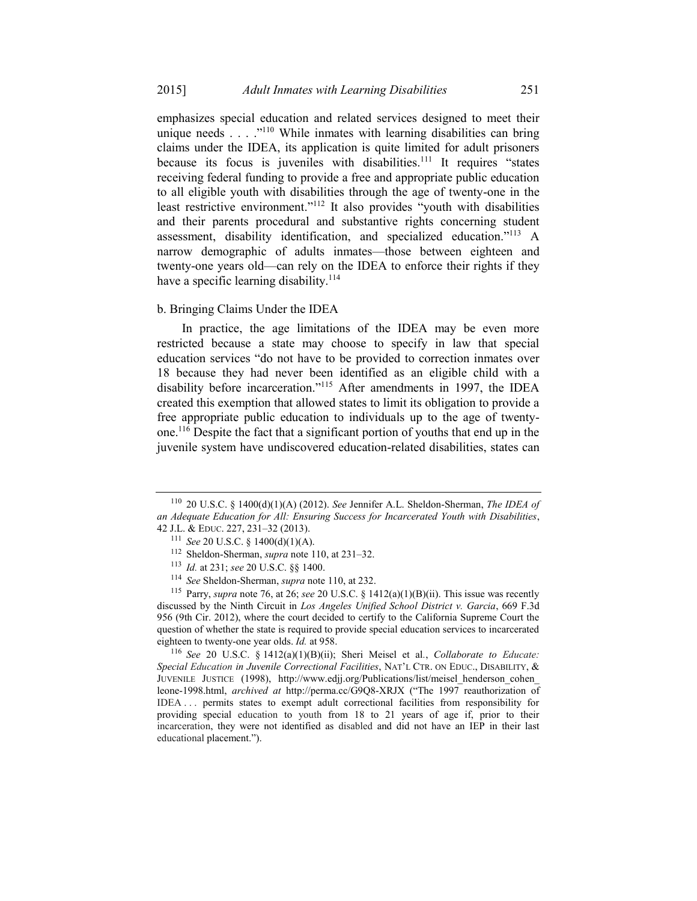emphasizes special education and related services designed to meet their unique needs . . . ."[110] While inmates with learning disabilities can bring claims under the IDEA, its application is quite limited for adult prisoners because its focus is juveniles with disabilities.[111] It requires "states receiving federal funding to provide a free and appropriate public education to all eligible youth with disabilities through the age of twenty-one in the least restrictive environment."[112] It also provides "youth with disabilities and their parents procedural and substantive rights concerning student assessment, disability identification, and specialized education."[113] A narrow demographic of adults inmates—those between eighteen and twenty-one years old—can rely on the IDEA to enforce their rights if they have a specific learning disability.[114]

b. Bringing Claims Under the IDEA

In practice, the age limitations of the IDEA may be even more restricted because a state may choose to specify in law that special education services "do not have to be provided to correction inmates over 18 because they had never been identified as an eligible child with a disability before incarceration."[115] After amendments in 1997, the IDEA created this exemption that allowed states to limit its obligation to provide a free appropriate public education to individuals up to the age of twenty-one.[116] Despite the fact that a significant portion of youths that end up in the juvenile system have undiscovered education-related disabilities, states can

---

[110] 20 U.S.C. § 1400(d)(1)(A) (2012). *See* Jennifer A.L. Sheldon-Sherman, *The IDEA of an Adequate Education for All: Ensuring Success for Incarcerated Youth with Disabilities*, 42 J.L. & EDUC. 227, 231–32 (2013).

[111] *See* 20 U.S.C. § 1400(d)(1)(A).

[112] Sheldon-Sherman, *supra* note 110, at 231–32.

[113] *Id.* at 231; *see* 20 U.S.C. §§ 1400.

[114] *See* Sheldon-Sherman, *supra* note 110, at 232.

[115] Parry, *supra* note 76, at 26; *see* 20 U.S.C. § 1412(a)(1)(B)(ii). This issue was recently discussed by the Ninth Circuit in *Los Angeles Unified School District v. Garcia*, 669 F.3d 956 (9th Cir. 2012), where the court decided to certify to the California Supreme Court the question of whether the state is required to provide special education services to incarcerated eighteen to twenty-one year olds. *Id.* at 958.

[116] *See* 20 U.S.C. § 1412(a)(1)(B)(ii); Sheri Meisel et al., *Collaborate to Educate: Special Education in Juvenile Correctional Facilities*, NAT'L CTR. ON EDUC., DISABILITY, & JUVENILE JUSTICE (1998), http://www.edjj.org/Publications/list/meisel_henderson_cohen_leone-1998.html, *archived at* http://perma.cc/G9Q8-XRJX ("The 1997 reauthorization of IDEA . . . permits states to exempt adult correctional facilities from responsibility for providing special education to youth from 18 to 21 years of age if, prior to their incarceration, they were not identified as disabled and did not have an IEP in their last educational placement.").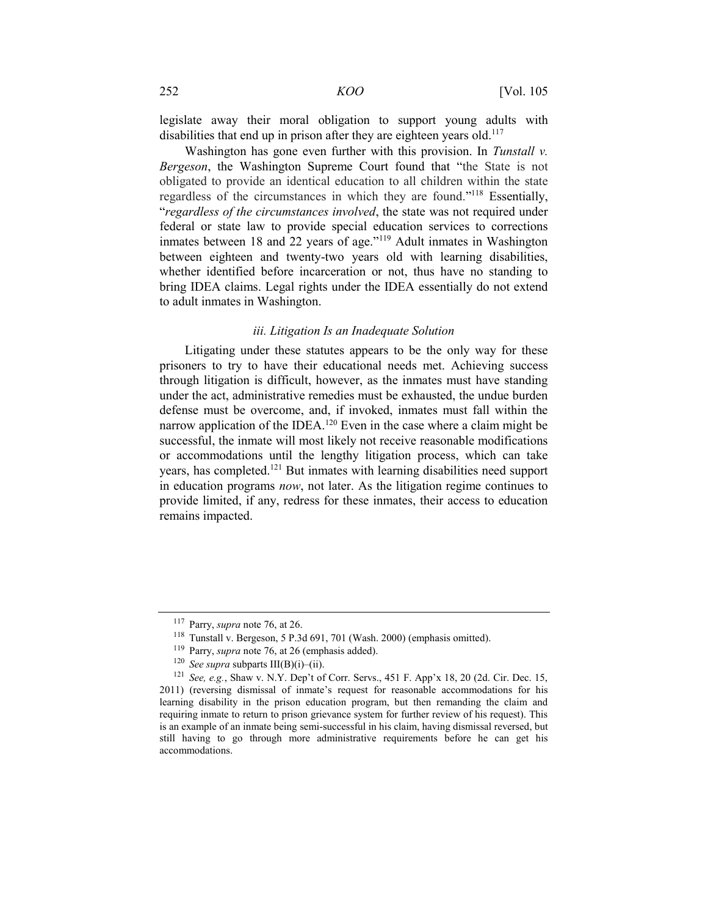legislate away their moral obligation to support young adults with disabilities that end up in prison after they are eighteen years old.[117]

Washington has gone even further with this provision. In *Tunstall v. Bergeson*, the Washington Supreme Court found that "the State is not obligated to provide an identical education to all children within the state regardless of the circumstances in which they are found."[118] Essentially, "*regardless of the circumstances involved*, the state was not required under federal or state law to provide special education services to corrections inmates between 18 and 22 years of age."[119] Adult inmates in Washington between eighteen and twenty-two years old with learning disabilities, whether identified before incarceration or not, thus have no standing to bring IDEA claims. Legal rights under the IDEA essentially do not extend to adult inmates in Washington.

### *iii. Litigation Is an Inadequate Solution*

Litigating under these statutes appears to be the only way for these prisoners to try to have their educational needs met. Achieving success through litigation is difficult, however, as the inmates must have standing under the act, administrative remedies must be exhausted, the undue burden defense must be overcome, and, if invoked, inmates must fall within the narrow application of the IDEA.[120] Even in the case where a claim might be successful, the inmate will most likely not receive reasonable modifications or accommodations until the lengthy litigation process, which can take years, has completed.[121] But inmates with learning disabilities need support in education programs *now*, not later. As the litigation regime continues to provide limited, if any, redress for these inmates, their access to education remains impacted.

---

[117] Parry, *supra* note 76, at 26.

[118] Tunstall v. Bergeson, 5 P.3d 691, 701 (Wash. 2000) (emphasis omitted).

[119] Parry, *supra* note 76, at 26 (emphasis added).

[120] *See supra* subparts III(B)(i)–(ii).

[121] *See, e.g.*, Shaw v. N.Y. Dep't of Corr. Servs., 451 F. App'x 18, 20 (2d. Cir. Dec. 15, 2011) (reversing dismissal of inmate's request for reasonable accommodations for his learning disability in the prison education program, but then remanding the claim and requiring inmate to return to prison grievance system for further review of his request). This is an example of an inmate being semi-successful in his claim, having dismissal reversed, but still having to go through more administrative requirements before he can get his accommodations.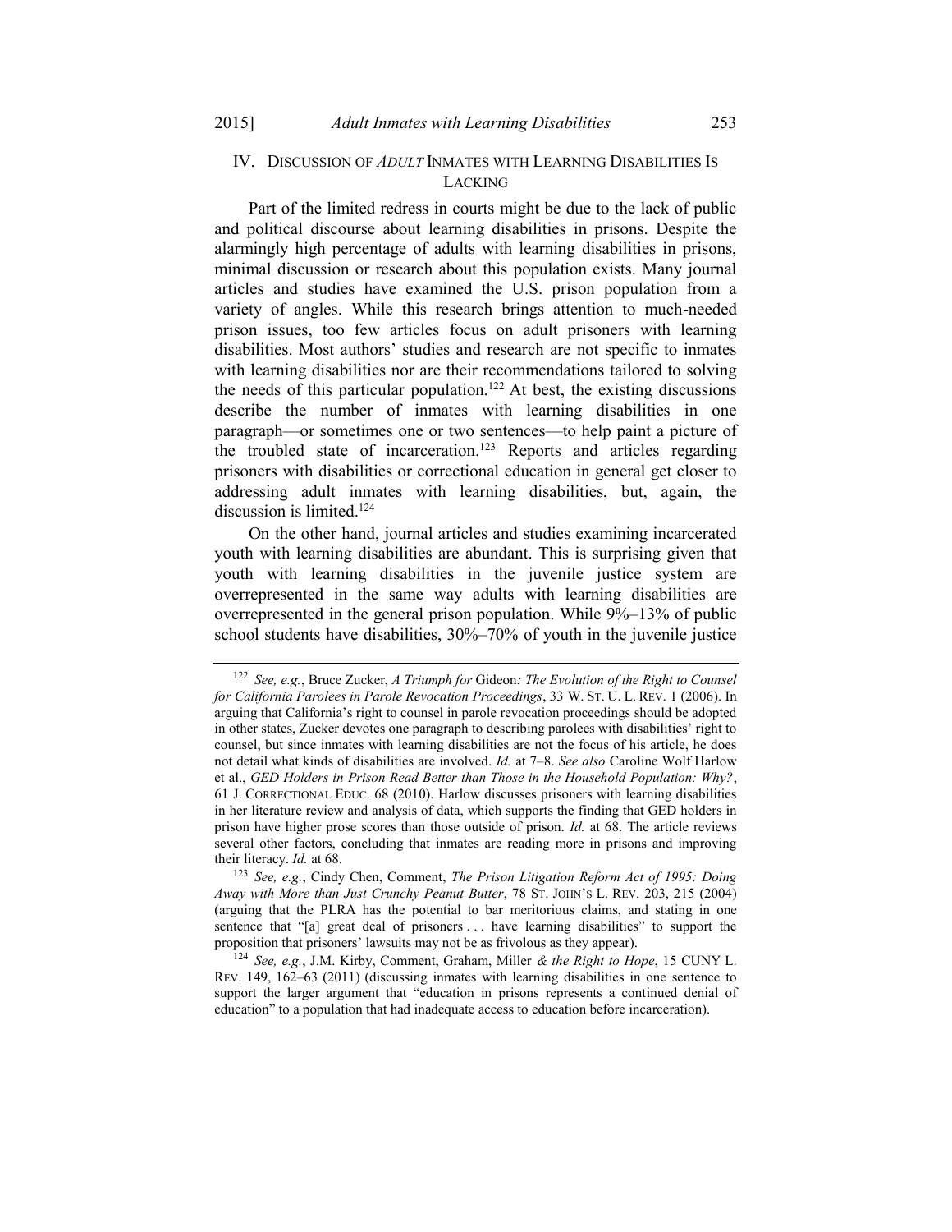## IV. DISCUSSION OF *ADULT* INMATES WITH LEARNING DISABILITIES IS LACKING

Part of the limited redress in courts might be due to the lack of public and political discourse about learning disabilities in prisons. Despite the alarmingly high percentage of adults with learning disabilities in prisons, minimal discussion or research about this population exists. Many journal articles and studies have examined the U.S. prison population from a variety of angles. While this research brings attention to much-needed prison issues, too few articles focus on adult prisoners with learning disabilities. Most authors' studies and research are not specific to inmates with learning disabilities nor are their recommendations tailored to solving the needs of this particular population.[122] At best, the existing discussions describe the number of inmates with learning disabilities in one paragraph—or sometimes one or two sentences—to help paint a picture of the troubled state of incarceration.[123] Reports and articles regarding prisoners with disabilities or correctional education in general get closer to addressing adult inmates with learning disabilities, but, again, the discussion is limited.[124]

On the other hand, journal articles and studies examining incarcerated youth with learning disabilities are abundant. This is surprising given that youth with learning disabilities in the juvenile justice system are overrepresented in the same way adults with learning disabilities are overrepresented in the general prison population. While 9%–13% of public school students have disabilities, 30%–70% of youth in the juvenile justice

---

[122] *See, e.g.*, Bruce Zucker, *A Triumph for* Gideon*: The Evolution of the Right to Counsel for California Parolees in Parole Revocation Proceedings*, 33 W. ST. U. L. REV. 1 (2006). In arguing that California's right to counsel in parole revocation proceedings should be adopted in other states, Zucker devotes one paragraph to describing parolees with disabilities' right to counsel, but since inmates with learning disabilities are not the focus of his article, he does not detail what kinds of disabilities are involved. *Id.* at 7–8. *See also* Caroline Wolf Harlow et al., *GED Holders in Prison Read Better than Those in the Household Population: Why?*, 61 J. CORRECTIONAL EDUC. 68 (2010). Harlow discusses prisoners with learning disabilities in her literature review and analysis of data, which supports the finding that GED holders in prison have higher prose scores than those outside of prison. *Id.* at 68. The article reviews several other factors, concluding that inmates are reading more in prisons and improving their literacy. *Id.* at 68.

[123] *See, e.g.*, Cindy Chen, Comment, *The Prison Litigation Reform Act of 1995: Doing Away with More than Just Crunchy Peanut Butter*, 78 ST. JOHN'S L. REV. 203, 215 (2004) (arguing that the PLRA has the potential to bar meritorious claims, and stating in one sentence that "[a] great deal of prisoners . . . have learning disabilities" to support the proposition that prisoners' lawsuits may not be as frivolous as they appear).

[124] *See, e.g.*, J.M. Kirby, Comment, Graham, Miller *& the Right to Hope*, 15 CUNY L. REV. 149, 162–63 (2011) (discussing inmates with learning disabilities in one sentence to support the larger argument that "education in prisons represents a continued denial of education" to a population that had inadequate access to education before incarceration).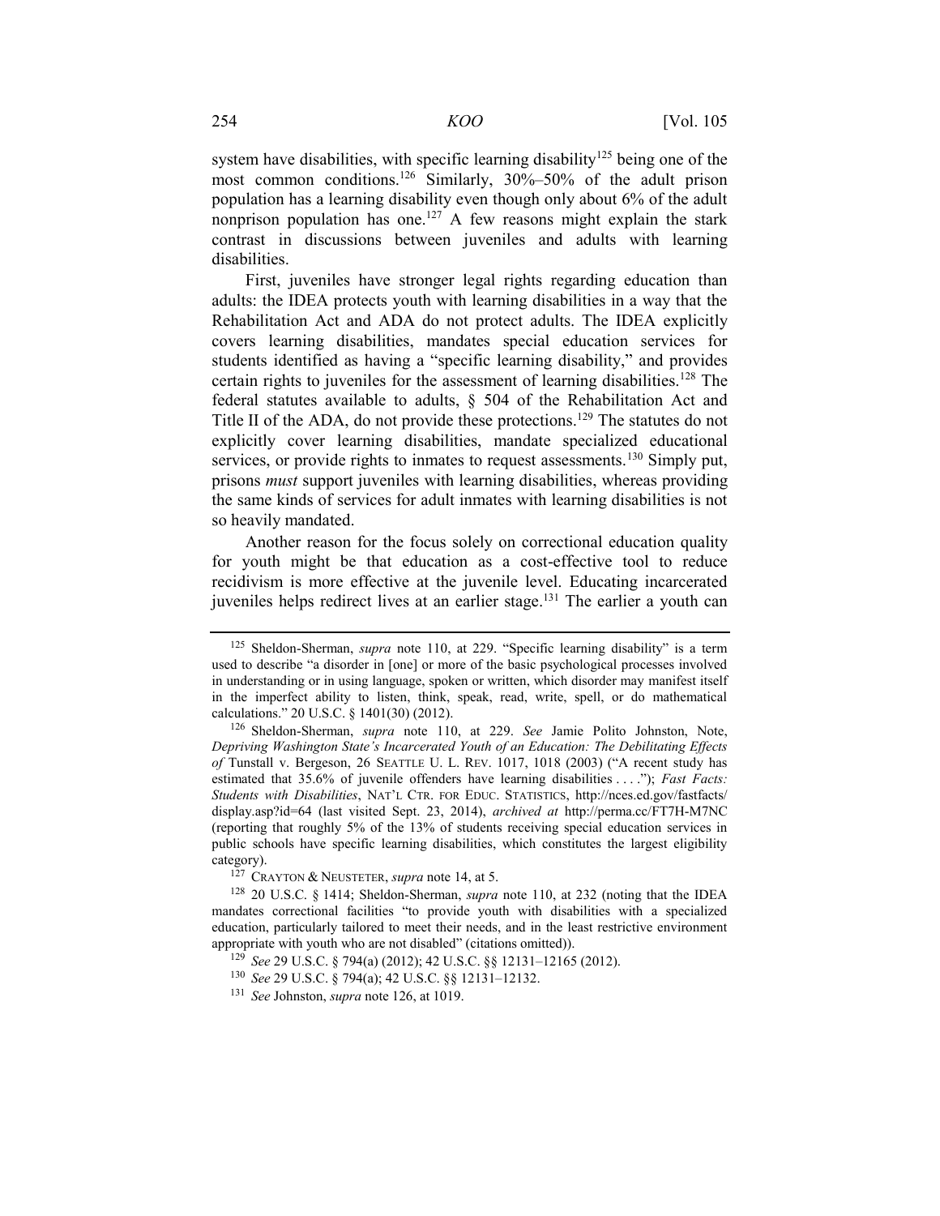system have disabilities, with specific learning disability[125] being one of the most common conditions.[126] Similarly, 30%–50% of the adult prison population has a learning disability even though only about 6% of the adult nonprison population has one.[127] A few reasons might explain the stark contrast in discussions between juveniles and adults with learning disabilities.

First, juveniles have stronger legal rights regarding education than adults: the IDEA protects youth with learning disabilities in a way that the Rehabilitation Act and ADA do not protect adults. The IDEA explicitly covers learning disabilities, mandates special education services for students identified as having a "specific learning disability," and provides certain rights to juveniles for the assessment of learning disabilities.[128] The federal statutes available to adults, § 504 of the Rehabilitation Act and Title II of the ADA, do not provide these protections.[129] The statutes do not explicitly cover learning disabilities, mandate specialized educational services, or provide rights to inmates to request assessments.[130] Simply put, prisons *must* support juveniles with learning disabilities, whereas providing the same kinds of services for adult inmates with learning disabilities is not so heavily mandated.

Another reason for the focus solely on correctional education quality for youth might be that education as a cost-effective tool to reduce recidivism is more effective at the juvenile level. Educating incarcerated juveniles helps redirect lives at an earlier stage.[131] The earlier a youth can

---

[125] Sheldon-Sherman, *supra* note 110, at 229. "Specific learning disability" is a term used to describe "a disorder in [one] or more of the basic psychological processes involved in understanding or in using language, spoken or written, which disorder may manifest itself in the imperfect ability to listen, think, speak, read, write, spell, or do mathematical calculations." 20 U.S.C. § 1401(30) (2012).

[126] Sheldon-Sherman, *supra* note 110, at 229. *See* Jamie Polito Johnston, Note, *Depriving Washington State's Incarcerated Youth of an Education: The Debilitating Effects of* Tunstall v. Bergeson, 26 SEATTLE U. L. REV. 1017, 1018 (2003) ("A recent study has estimated that 35.6% of juvenile offenders have learning disabilities . . . ."); *Fast Facts: Students with Disabilities*, NAT'L CTR. FOR EDUC. STATISTICS, http://nces.ed.gov/fastfacts/display.asp?id=64 (last visited Sept. 23, 2014), *archived at* http://perma.cc/FT7H-M7NC (reporting that roughly 5% of the 13% of students receiving special education services in public schools have specific learning disabilities, which constitutes the largest eligibility category).

[127] CRAYTON & NEUSTETER, *supra* note 14, at 5.

[128] 20 U.S.C. § 1414; Sheldon-Sherman, *supra* note 110, at 232 (noting that the IDEA mandates correctional facilities "to provide youth with disabilities with a specialized education, particularly tailored to meet their needs, and in the least restrictive environment appropriate with youth who are not disabled" (citations omitted)).

[129] *See* 29 U.S.C. § 794(a) (2012); 42 U.S.C. §§ 12131–12165 (2012).

[130] *See* 29 U.S.C. § 794(a); 42 U.S.C. §§ 12131–12132.

[131] *See* Johnston, *supra* note 126, at 1019.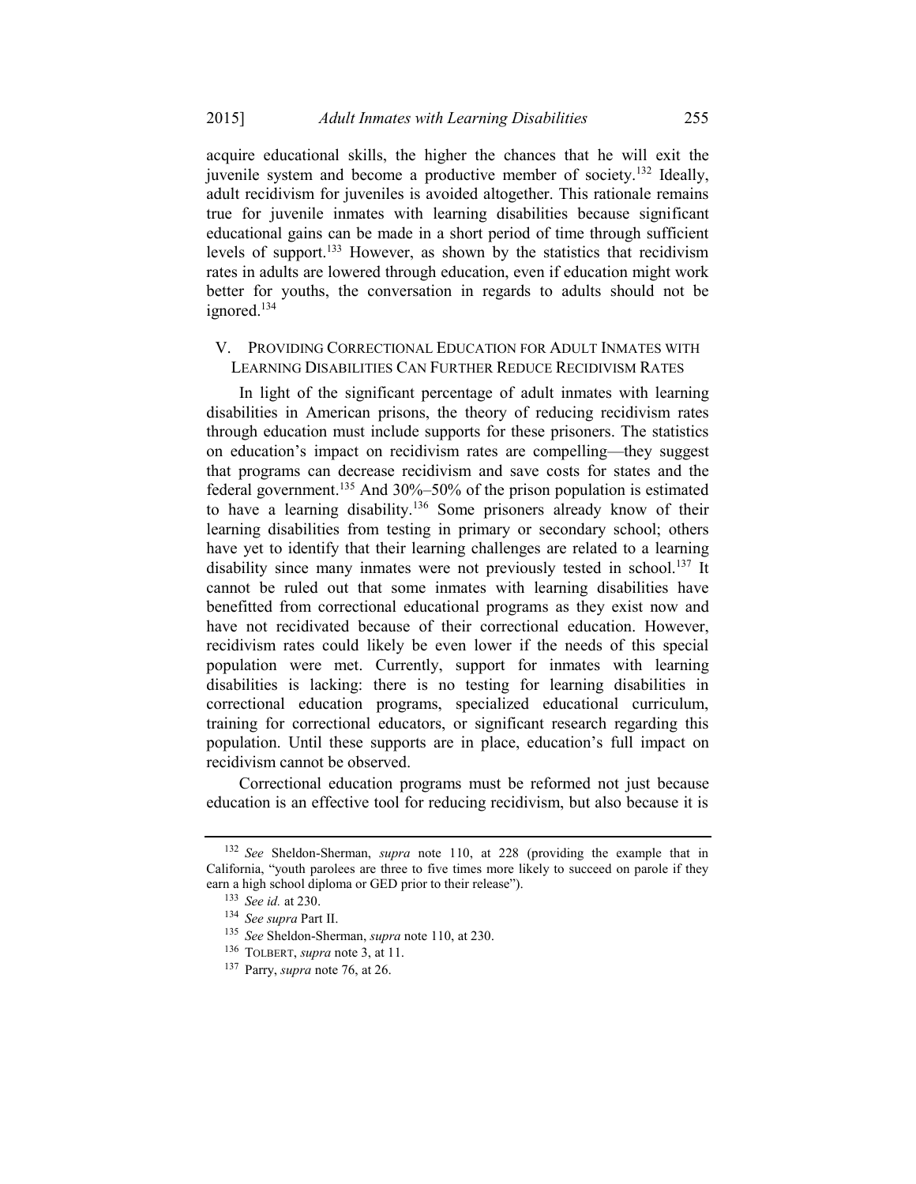acquire educational skills, the higher the chances that he will exit the juvenile system and become a productive member of society.[132] Ideally, adult recidivism for juveniles is avoided altogether. This rationale remains true for juvenile inmates with learning disabilities because significant educational gains can be made in a short period of time through sufficient levels of support.[133] However, as shown by the statistics that recidivism rates in adults are lowered through education, even if education might work better for youths, the conversation in regards to adults should not be ignored.[134]

## V. PROVIDING CORRECTIONAL EDUCATION FOR ADULT INMATES WITH LEARNING DISABILITIES CAN FURTHER REDUCE RECIDIVISM RATES

In light of the significant percentage of adult inmates with learning disabilities in American prisons, the theory of reducing recidivism rates through education must include supports for these prisoners. The statistics on education's impact on recidivism rates are compelling—they suggest that programs can decrease recidivism and save costs for states and the federal government.[135] And 30%–50% of the prison population is estimated to have a learning disability.[136] Some prisoners already know of their learning disabilities from testing in primary or secondary school; others have yet to identify that their learning challenges are related to a learning disability since many inmates were not previously tested in school.[137] It cannot be ruled out that some inmates with learning disabilities have benefitted from correctional educational programs as they exist now and have not recidivated because of their correctional education. However, recidivism rates could likely be even lower if the needs of this special population were met. Currently, support for inmates with learning disabilities is lacking: there is no testing for learning disabilities in correctional education programs, specialized educational curriculum, training for correctional educators, or significant research regarding this population. Until these supports are in place, education's full impact on recidivism cannot be observed.

Correctional education programs must be reformed not just because education is an effective tool for reducing recidivism, but also because it is

---

[132] *See* Sheldon-Sherman, *supra* note 110, at 228 (providing the example that in California, "youth parolees are three to five times more likely to succeed on parole if they earn a high school diploma or GED prior to their release").

[133] *See id.* at 230.

[134] *See supra* Part II.

[135] *See* Sheldon-Sherman, *supra* note 110, at 230.

[136] TOLBERT, *supra* note 3, at 11.

[137] Parry, *supra* note 76, at 26.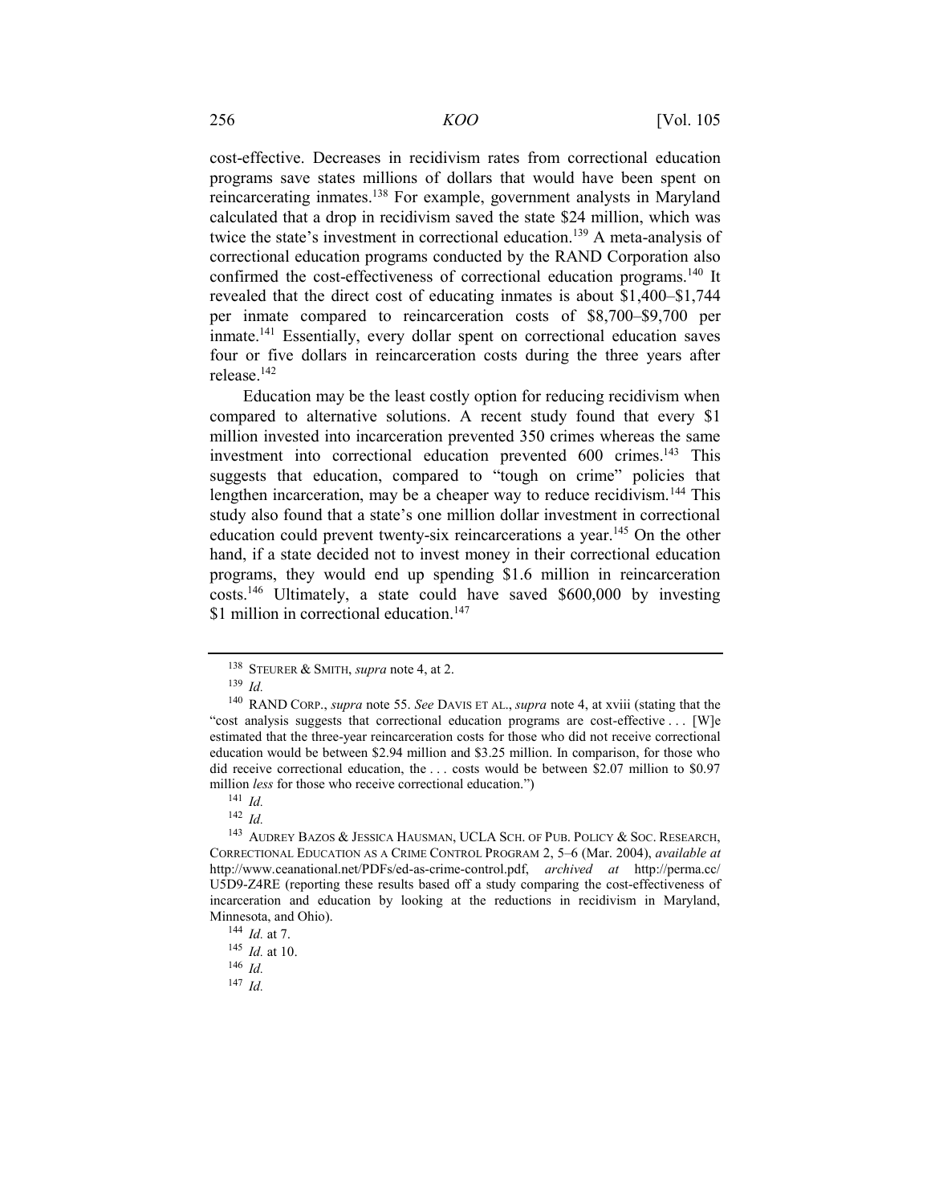cost-effective. Decreases in recidivism rates from correctional education programs save states millions of dollars that would have been spent on reincarcerating inmates.[138] For example, government analysts in Maryland calculated that a drop in recidivism saved the state $24 million, which was twice the state's investment in correctional education.[139] A meta-analysis of correctional education programs conducted by the RAND Corporation also confirmed the cost-effectiveness of correctional education programs.[140] It revealed that the direct cost of educating inmates is about $1,400–$1,744 per inmate compared to reincarceration costs of $8,700–$9,700 per inmate.[141] Essentially, every dollar spent on correctional education saves four or five dollars in reincarceration costs during the three years after release.[142]

Education may be the least costly option for reducing recidivism when compared to alternative solutions. A recent study found that every $1 million invested into incarceration prevented 350 crimes whereas the same investment into correctional education prevented 600 crimes.[143] This suggests that education, compared to "tough on crime" policies that lengthen incarceration, may be a cheaper way to reduce recidivism.[144] This study also found that a state's one million dollar investment in correctional education could prevent twenty-six reincarcerations a year.[145] On the other hand, if a state decided not to invest money in their correctional education programs, they would end up spending $1.6 million in reincarceration costs.[146] Ultimately, a state could have saved $600,000 by investing $1 million in correctional education.[147]

---

[138] STEURER & SMITH, *supra* note 4, at 2.

[139] *Id.*

[140] RAND CORP., *supra* note 55. *See* DAVIS ET AL., *supra* note 4, at xviii (stating that the "cost analysis suggests that correctional education programs are cost-effective . . . [W]e estimated that the three-year reincarceration costs for those who did not receive correctional education would be between $2.94 million and $3.25 million. In comparison, for those who did receive correctional education, the . . . costs would be between $2.07 million to $0.97 million *less* for those who receive correctional education.")

[141] *Id.*

[142] *Id.*

[143] AUDREY BAZOS & JESSICA HAUSMAN, UCLA SCH. OF PUB. POLICY & SOC. RESEARCH, CORRECTIONAL EDUCATION AS A CRIME CONTROL PROGRAM 2, 5–6 (Mar. 2004), *available at* http://www.ceanational.net/PDFs/ed-as-crime-control.pdf, *archived at* http://perma.cc/U5D9-Z4RE (reporting these results based off a study comparing the cost-effectiveness of incarceration and education by looking at the reductions in recidivism in Maryland, Minnesota, and Ohio).

[144] *Id.* at 7.

[145] *Id.* at 10.

[146] *Id.*

[147] *Id.*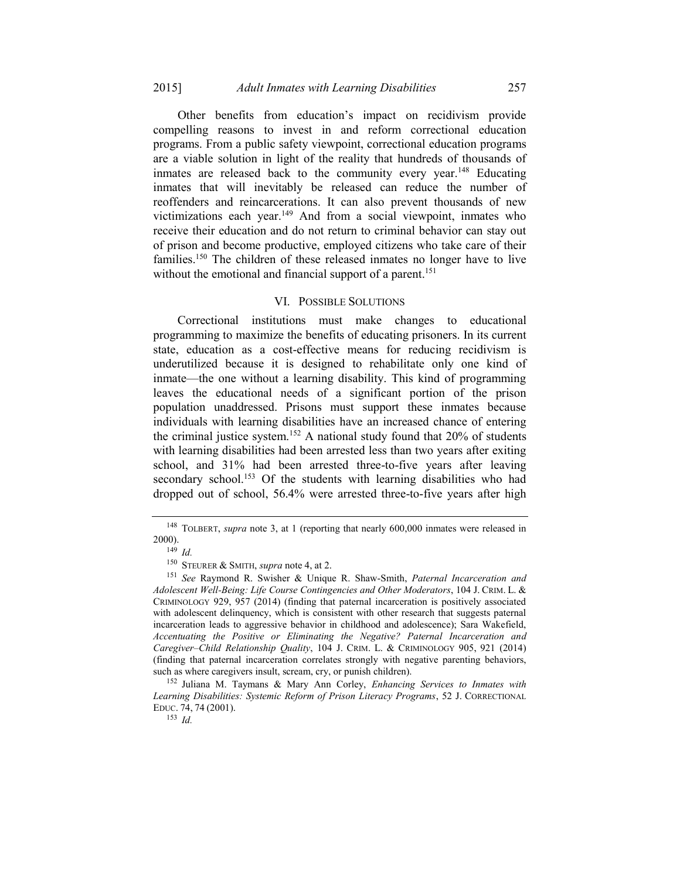Other benefits from education's impact on recidivism provide compelling reasons to invest in and reform correctional education programs. From a public safety viewpoint, correctional education programs are a viable solution in light of the reality that hundreds of thousands of inmates are released back to the community every year.[148] Educating inmates that will inevitably be released can reduce the number of reoffenders and reincarcerations. It can also prevent thousands of new victimizations each year.[149] And from a social viewpoint, inmates who receive their education and do not return to criminal behavior can stay out of prison and become productive, employed citizens who take care of their families.[150] The children of these released inmates no longer have to live without the emotional and financial support of a parent.[151]

## VI. POSSIBLE SOLUTIONS

Correctional institutions must make changes to educational programming to maximize the benefits of educating prisoners. In its current state, education as a cost-effective means for reducing recidivism is underutilized because it is designed to rehabilitate only one kind of inmate—the one without a learning disability. This kind of programming leaves the educational needs of a significant portion of the prison population unaddressed. Prisons must support these inmates because individuals with learning disabilities have an increased chance of entering the criminal justice system.[152] A national study found that 20% of students with learning disabilities had been arrested less than two years after exiting school, and 31% had been arrested three-to-five years after leaving secondary school.[153] Of the students with learning disabilities who had dropped out of school, 56.4% were arrested three-to-five years after high

---

[148] TOLBERT, *supra* note 3, at 1 (reporting that nearly 600,000 inmates were released in 2000).

[149] *Id.*

[150] STEURER & SMITH, *supra* note 4, at 2.

[151] *See* Raymond R. Swisher & Unique R. Shaw-Smith, *Paternal Incarceration and Adolescent Well-Being: Life Course Contingencies and Other Moderators*, 104 J. CRIM. L. & CRIMINOLOGY 929, 957 (2014) (finding that paternal incarceration is positively associated with adolescent delinquency, which is consistent with other research that suggests paternal incarceration leads to aggressive behavior in childhood and adolescence); Sara Wakefield, *Accentuating the Positive or Eliminating the Negative? Paternal Incarceration and Caregiver–Child Relationship Quality*, 104 J. CRIM. L. & CRIMINOLOGY 905, 921 (2014) (finding that paternal incarceration correlates strongly with negative parenting behaviors, such as where caregivers insult, scream, cry, or punish children).

[152] Juliana M. Taymans & Mary Ann Corley, *Enhancing Services to Inmates with Learning Disabilities: Systemic Reform of Prison Literacy Programs*, 52 J. CORRECTIONAL EDUC. 74, 74 (2001).

[153] *Id.*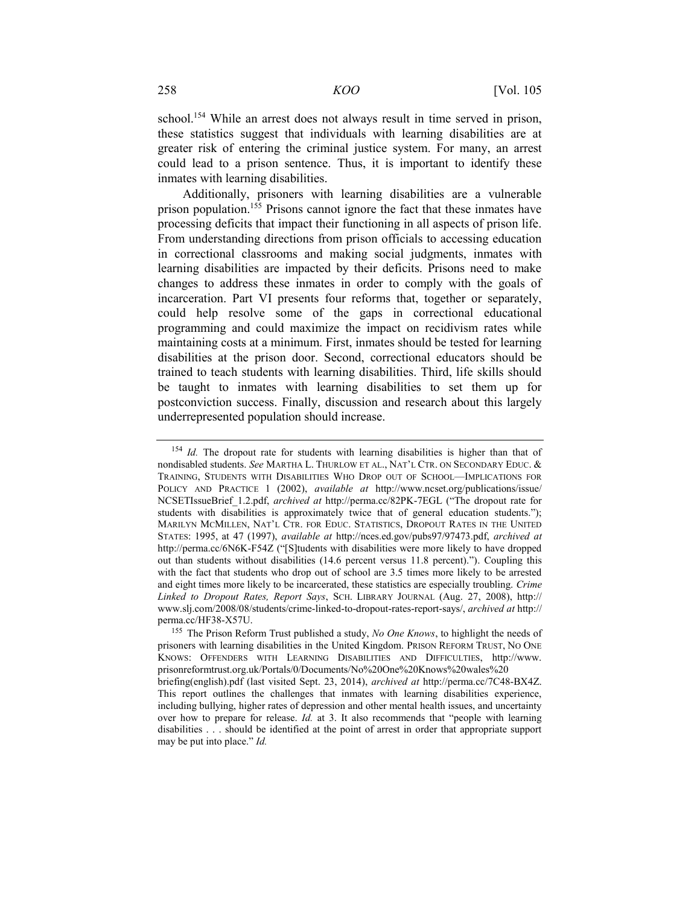school.[154] While an arrest does not always result in time served in prison, these statistics suggest that individuals with learning disabilities are at greater risk of entering the criminal justice system. For many, an arrest could lead to a prison sentence. Thus, it is important to identify these inmates with learning disabilities.

Additionally, prisoners with learning disabilities are a vulnerable prison population.[155] Prisons cannot ignore the fact that these inmates have processing deficits that impact their functioning in all aspects of prison life. From understanding directions from prison officials to accessing education in correctional classrooms and making social judgments, inmates with learning disabilities are impacted by their deficits. Prisons need to make changes to address these inmates in order to comply with the goals of incarceration. Part VI presents four reforms that, together or separately, could help resolve some of the gaps in correctional educational programming and could maximize the impact on recidivism rates while maintaining costs at a minimum. First, inmates should be tested for learning disabilities at the prison door. Second, correctional educators should be trained to teach students with learning disabilities. Third, life skills should be taught to inmates with learning disabilities to set them up for postconviction success. Finally, discussion and research about this largely underrepresented population should increase.

---

[154] *Id.* The dropout rate for students with learning disabilities is higher than that of nondisabled students. *See* MARTHA L. THURLOW ET AL., NAT'L CTR. ON SECONDARY EDUC. & TRAINING, STUDENTS WITH DISABILITIES WHO DROP OUT OF SCHOOL—IMPLICATIONS FOR POLICY AND PRACTICE 1 (2002), *available at* http://www.ncset.org/publications/issue/NCSETIssueBrief_1.2.pdf, *archived at* http://perma.cc/82PK-7EGL ("The dropout rate for students with disabilities is approximately twice that of general education students."); MARILYN MCMILLEN, NAT'L CTR. FOR EDUC. STATISTICS, DROPOUT RATES IN THE UNITED STATES: 1995, at 47 (1997), *available at* http://nces.ed.gov/pubs97/97473.pdf, *archived at* http://perma.cc/6N6K-F54Z ("[S]tudents with disabilities were more likely to have dropped out than students without disabilities (14.6 percent versus 11.8 percent)."). Coupling this with the fact that students who drop out of school are 3.5 times more likely to be arrested and eight times more likely to be incarcerated, these statistics are especially troubling. *Crime Linked to Dropout Rates, Report Says*, SCH. LIBRARY JOURNAL (Aug. 27, 2008), http://www.slj.com/2008/08/students/crime-linked-to-dropout-rates-report-says/, *archived at* http://perma.cc/HF38-X57U.

[155] The Prison Reform Trust published a study, *No One Knows*, to highlight the needs of prisoners with learning disabilities in the United Kingdom. PRISON REFORM TRUST, NO ONE KNOWS: OFFENDERS WITH LEARNING DISABILITIES AND DIFFICULTIES, http://www.prisonreformtrust.org.uk/Portals/0/Documents/No%20One%20Knows%20wales%20briefing(english).pdf (last visited Sept. 23, 2014), *archived at* http://perma.cc/7C48-BX4Z. This report outlines the challenges that inmates with learning disabilities experience, including bullying, higher rates of depression and other mental health issues, and uncertainty over how to prepare for release. *Id.* at 3. It also recommends that "people with learning disabilities . . . should be identified at the point of arrest in order that appropriate support may be put into place." *Id.*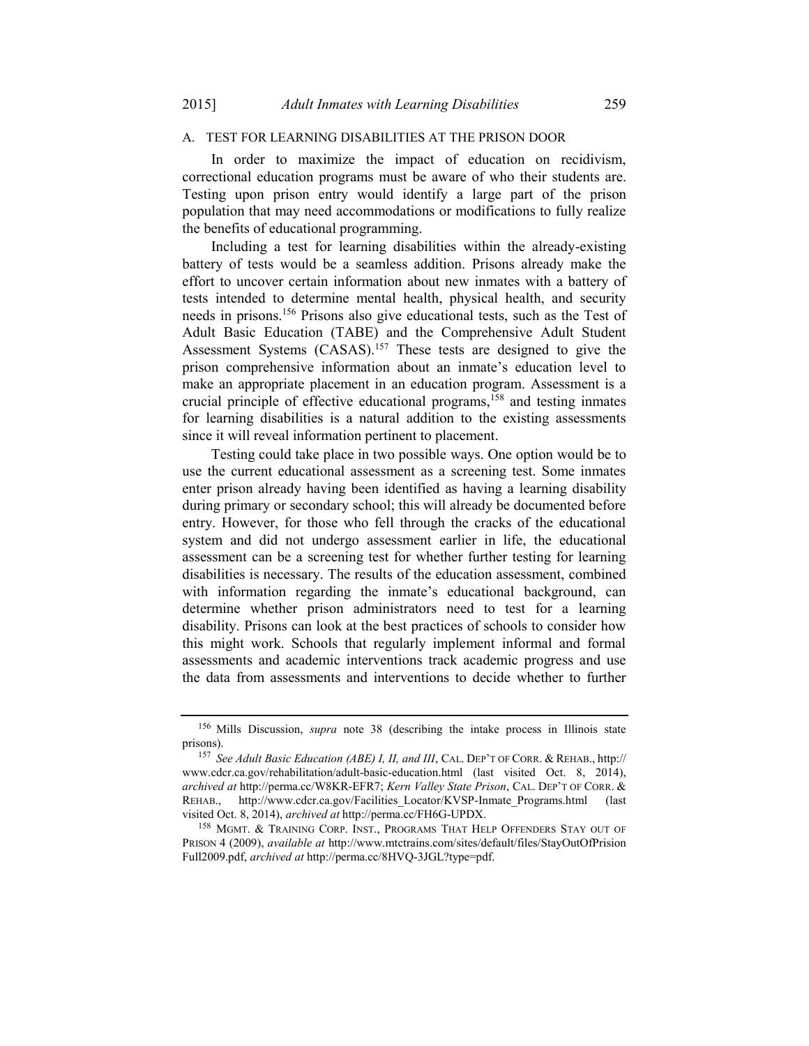### A. TEST FOR LEARNING DISABILITIES AT THE PRISON DOOR

In order to maximize the impact of education on recidivism, correctional education programs must be aware of who their students are. Testing upon prison entry would identify a large part of the prison population that may need accommodations or modifications to fully realize the benefits of educational programming.

Including a test for learning disabilities within the already-existing battery of tests would be a seamless addition. Prisons already make the effort to uncover certain information about new inmates with a battery of tests intended to determine mental health, physical health, and security needs in prisons.[156] Prisons also give educational tests, such as the Test of Adult Basic Education (TABE) and the Comprehensive Adult Student Assessment Systems (CASAS).[157] These tests are designed to give the prison comprehensive information about an inmate's education level to make an appropriate placement in an education program. Assessment is a crucial principle of effective educational programs,[158] and testing inmates for learning disabilities is a natural addition to the existing assessments since it will reveal information pertinent to placement.

Testing could take place in two possible ways. One option would be to use the current educational assessment as a screening test. Some inmates enter prison already having been identified as having a learning disability during primary or secondary school; this will already be documented before entry. However, for those who fell through the cracks of the educational system and did not undergo assessment earlier in life, the educational assessment can be a screening test for whether further testing for learning disabilities is necessary. The results of the education assessment, combined with information regarding the inmate's educational background, can determine whether prison administrators need to test for a learning disability. Prisons can look at the best practices of schools to consider how this might work. Schools that regularly implement informal and formal assessments and academic interventions track academic progress and use the data from assessments and interventions to decide whether to further

---

[156] Mills Discussion, *supra* note 38 (describing the intake process in Illinois state prisons).

[157] *See Adult Basic Education (ABE) I, II, and III*, CAL. DEP'T OF CORR. & REHAB., http://www.cdcr.ca.gov/rehabilitation/adult-basic-education.html (last visited Oct. 8, 2014), *archived at* http://perma.cc/W8KR-EFR7; *Kern Valley State Prison*, CAL. DEP'T OF CORR. & REHAB., http://www.cdcr.ca.gov/Facilities_Locator/KVSP-Inmate_Programs.html (last visited Oct. 8, 2014), *archived at* http://perma.cc/FH6G-UPDX.

[158] MGMT. & TRAINING CORP. INST., PROGRAMS THAT HELP OFFENDERS STAY OUT OF PRISON 4 (2009), *available at* http://www.mtctrains.com/sites/default/files/StayOutOfPrision Full2009.pdf, *archived at* http://perma.cc/8HVQ-3JGL?type=pdf.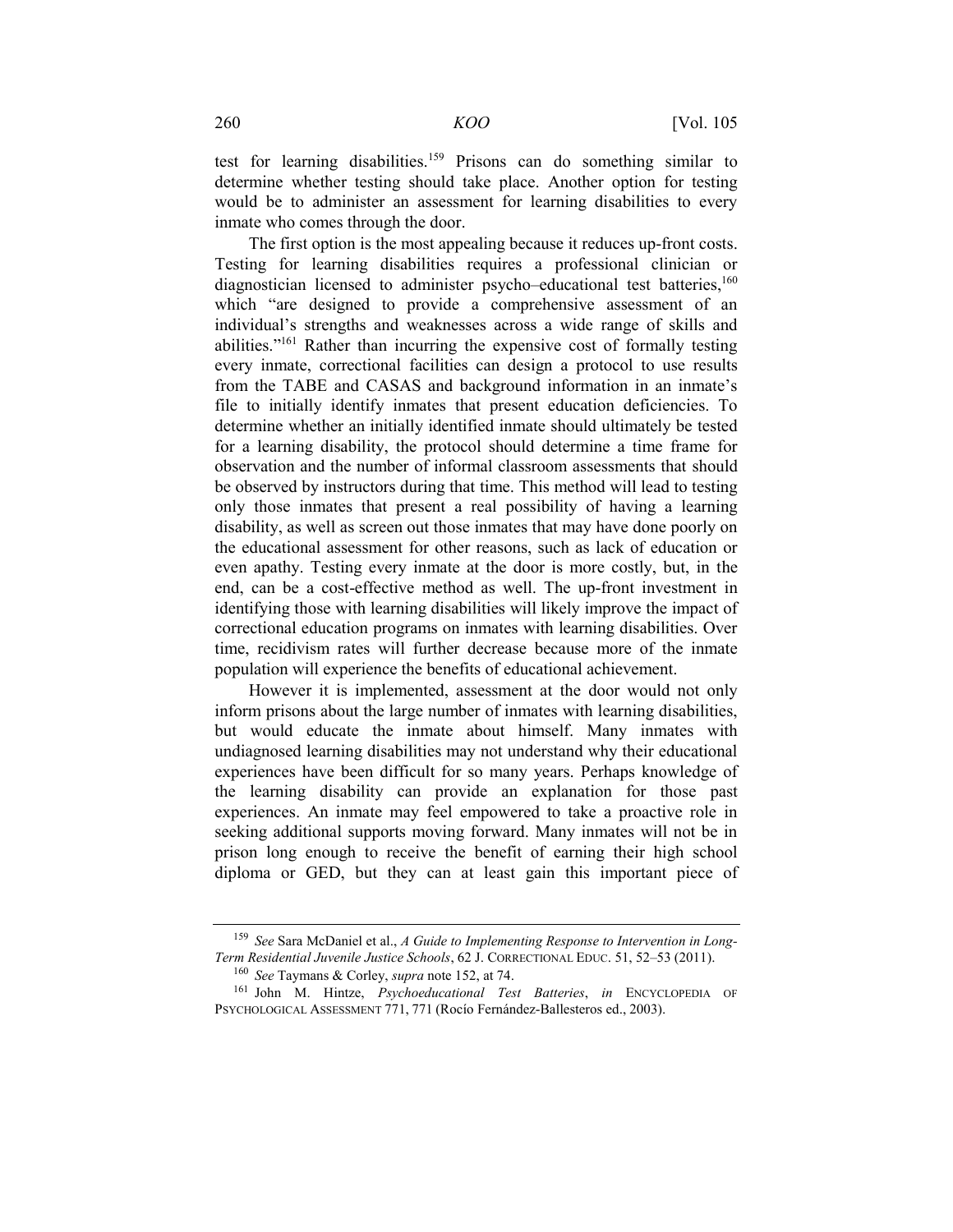test for learning disabilities.[159] Prisons can do something similar to determine whether testing should take place. Another option for testing would be to administer an assessment for learning disabilities to every inmate who comes through the door.

The first option is the most appealing because it reduces up-front costs. Testing for learning disabilities requires a professional clinician or diagnostician licensed to administer psycho–educational test batteries,[160] which "are designed to provide a comprehensive assessment of an individual's strengths and weaknesses across a wide range of skills and abilities."[161] Rather than incurring the expensive cost of formally testing every inmate, correctional facilities can design a protocol to use results from the TABE and CASAS and background information in an inmate's file to initially identify inmates that present education deficiencies. To determine whether an initially identified inmate should ultimately be tested for a learning disability, the protocol should determine a time frame for observation and the number of informal classroom assessments that should be observed by instructors during that time. This method will lead to testing only those inmates that present a real possibility of having a learning disability, as well as screen out those inmates that may have done poorly on the educational assessment for other reasons, such as lack of education or even apathy. Testing every inmate at the door is more costly, but, in the end, can be a cost-effective method as well. The up-front investment in identifying those with learning disabilities will likely improve the impact of correctional education programs on inmates with learning disabilities. Over time, recidivism rates will further decrease because more of the inmate population will experience the benefits of educational achievement.

However it is implemented, assessment at the door would not only inform prisons about the large number of inmates with learning disabilities, but would educate the inmate about himself. Many inmates with undiagnosed learning disabilities may not understand why their educational experiences have been difficult for so many years. Perhaps knowledge of the learning disability can provide an explanation for those past experiences. An inmate may feel empowered to take a proactive role in seeking additional supports moving forward. Many inmates will not be in prison long enough to receive the benefit of earning their high school diploma or GED, but they can at least gain this important piece of

---

[159] *See* Sara McDaniel et al., *A Guide to Implementing Response to Intervention in Long-Term Residential Juvenile Justice Schools*, 62 J. CORRECTIONAL EDUC. 51, 52–53 (2011).

[160] *See* Taymans & Corley, *supra* note 152, at 74.

[161] John M. Hintze, *Psychoeducational Test Batteries*, *in* ENCYCLOPEDIA OF PSYCHOLOGICAL ASSESSMENT 771, 771 (Rocío Fernández-Ballesteros ed., 2003).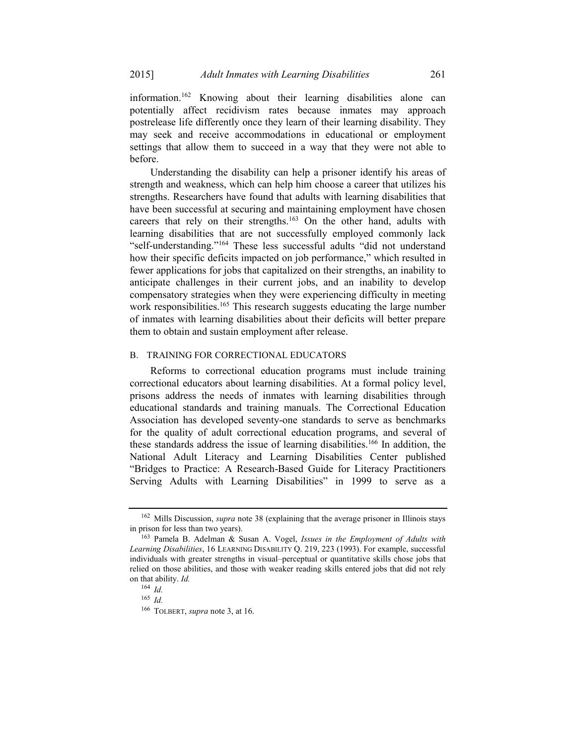information.[162] Knowing about their learning disabilities alone can potentially affect recidivism rates because inmates may approach postrelease life differently once they learn of their learning disability. They may seek and receive accommodations in educational or employment settings that allow them to succeed in a way that they were not able to before.

Understanding the disability can help a prisoner identify his areas of strength and weakness, which can help him choose a career that utilizes his strengths. Researchers have found that adults with learning disabilities that have been successful at securing and maintaining employment have chosen careers that rely on their strengths.[163] On the other hand, adults with learning disabilities that are not successfully employed commonly lack "self-understanding."[164] These less successful adults "did not understand how their specific deficits impacted on job performance," which resulted in fewer applications for jobs that capitalized on their strengths, an inability to anticipate challenges in their current jobs, and an inability to develop compensatory strategies when they were experiencing difficulty in meeting work responsibilities.[165] This research suggests educating the large number of inmates with learning disabilities about their deficits will better prepare them to obtain and sustain employment after release.

## B. TRAINING FOR CORRECTIONAL EDUCATORS

Reforms to correctional education programs must include training correctional educators about learning disabilities. At a formal policy level, prisons address the needs of inmates with learning disabilities through educational standards and training manuals. The Correctional Education Association has developed seventy-one standards to serve as benchmarks for the quality of adult correctional education programs, and several of these standards address the issue of learning disabilities.[166] In addition, the National Adult Literacy and Learning Disabilities Center published "Bridges to Practice: A Research-Based Guide for Literacy Practitioners Serving Adults with Learning Disabilities" in 1999 to serve as a

---

[162] Mills Discussion, *supra* note 38 (explaining that the average prisoner in Illinois stays in prison for less than two years).

[163] Pamela B. Adelman & Susan A. Vogel, *Issues in the Employment of Adults with Learning Disabilities*, 16 LEARNING DISABILITY Q. 219, 223 (1993). For example, successful individuals with greater strengths in visual–perceptual or quantitative skills chose jobs that relied on those abilities, and those with weaker reading skills entered jobs that did not rely on that ability. *Id.*

[164] *Id.*

[165] *Id.*

[166] TOLBERT, *supra* note 3, at 16.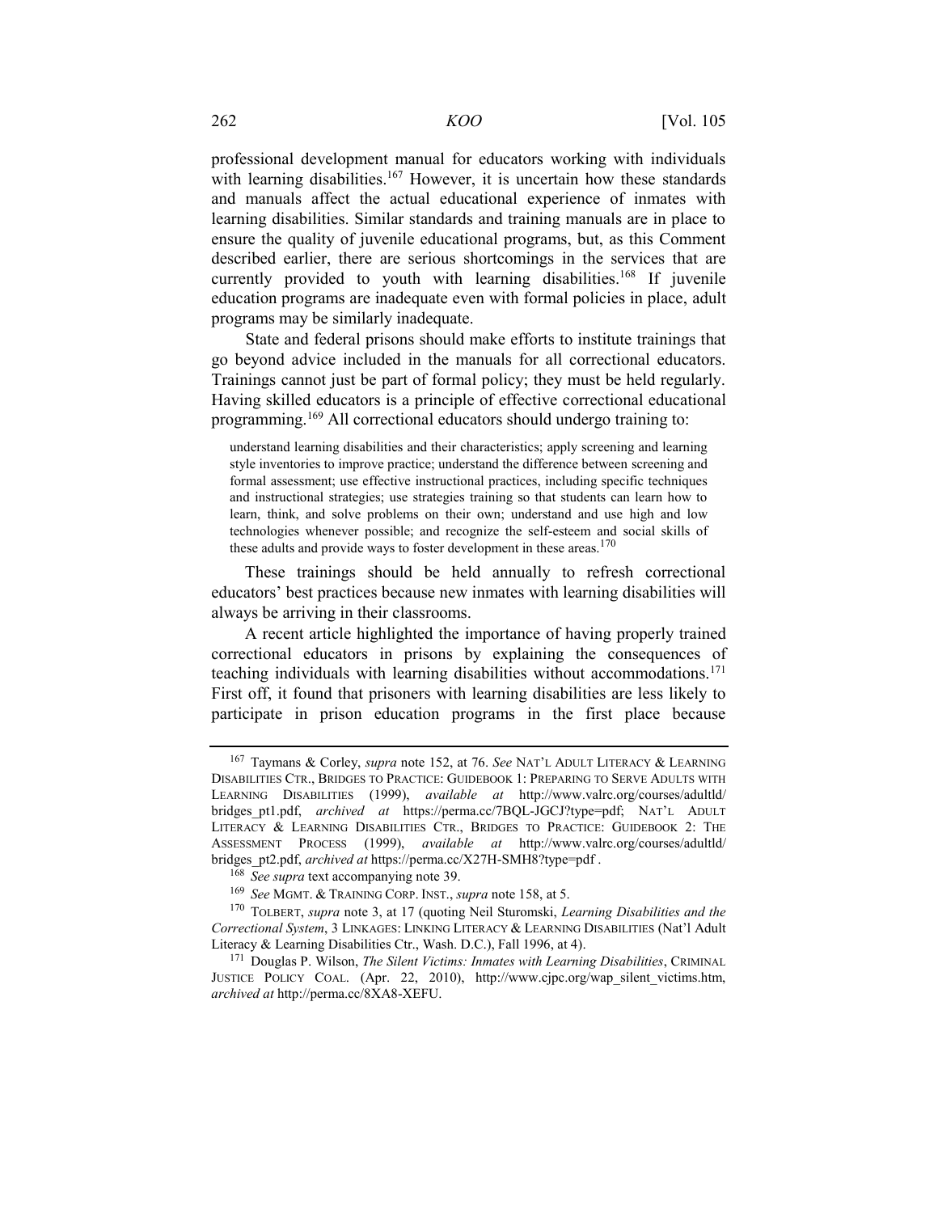professional development manual for educators working with individuals with learning disabilities.[167] However, it is uncertain how these standards and manuals affect the actual educational experience of inmates with learning disabilities. Similar standards and training manuals are in place to ensure the quality of juvenile educational programs, but, as this Comment described earlier, there are serious shortcomings in the services that are currently provided to youth with learning disabilities.[168] If juvenile education programs are inadequate even with formal policies in place, adult programs may be similarly inadequate.

State and federal prisons should make efforts to institute trainings that go beyond advice included in the manuals for all correctional educators. Trainings cannot just be part of formal policy; they must be held regularly. Having skilled educators is a principle of effective correctional educational programming.[169] All correctional educators should undergo training to:

> understand learning disabilities and their characteristics; apply screening and learning style inventories to improve practice; understand the difference between screening and formal assessment; use effective instructional practices, including specific techniques and instructional strategies; use strategies training so that students can learn how to learn, think, and solve problems on their own; understand and use high and low technologies whenever possible; and recognize the self-esteem and social skills of these adults and provide ways to foster development in these areas.[170]

These trainings should be held annually to refresh correctional educators' best practices because new inmates with learning disabilities will always be arriving in their classrooms.

A recent article highlighted the importance of having properly trained correctional educators in prisons by explaining the consequences of teaching individuals with learning disabilities without accommodations.[171] First off, it found that prisoners with learning disabilities are less likely to participate in prison education programs in the first place because

---

[167] Taymans & Corley, *supra* note 152, at 76. *See* NAT'L ADULT LITERACY & LEARNING DISABILITIES CTR., BRIDGES TO PRACTICE: GUIDEBOOK 1: PREPARING TO SERVE ADULTS WITH LEARNING DISABILITIES (1999), *available at* http://www.valrc.org/courses/adultld/bridges_pt1.pdf, *archived at* https://perma.cc/7BQL-JGCJ?type=pdf; NAT'L ADULT LITERACY & LEARNING DISABILITIES CTR., BRIDGES TO PRACTICE: GUIDEBOOK 2: THE ASSESSMENT PROCESS (1999), *available at* http://www.valrc.org/courses/adultld/bridges_pt2.pdf, *archived at* https://perma.cc/X27H-SMH8?type=pdf .

[168] *See supra* text accompanying note 39.

[169] *See* MGMT. & TRAINING CORP. INST., *supra* note 158, at 5.

[170] TOLBERT, *supra* note 3, at 17 (quoting Neil Sturomski, *Learning Disabilities and the Correctional System*, 3 LINKAGES: LINKING LITERACY & LEARNING DISABILITIES (Nat'l Adult Literacy & Learning Disabilities Ctr., Wash. D.C.), Fall 1996, at 4).

[171] Douglas P. Wilson, *The Silent Victims: Inmates with Learning Disabilities*, CRIMINAL JUSTICE POLICY COAL. (Apr. 22, 2010), http://www.cjpc.org/wap_silent_victims.htm, *archived at* http://perma.cc/8XA8-XEFU.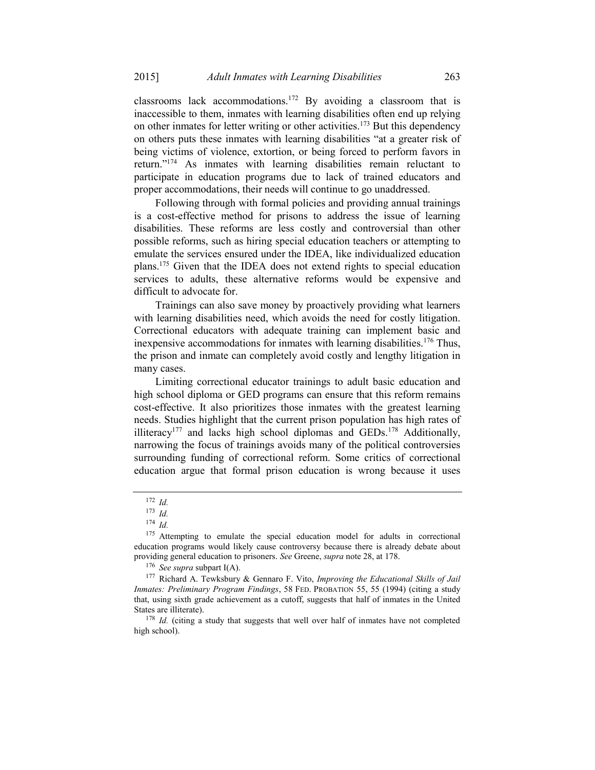classrooms lack accommodations.[172] By avoiding a classroom that is inaccessible to them, inmates with learning disabilities often end up relying on other inmates for letter writing or other activities.[173] But this dependency on others puts these inmates with learning disabilities "at a greater risk of being victims of violence, extortion, or being forced to perform favors in return."[174] As inmates with learning disabilities remain reluctant to participate in education programs due to lack of trained educators and proper accommodations, their needs will continue to go unaddressed.

Following through with formal policies and providing annual trainings is a cost-effective method for prisons to address the issue of learning disabilities. These reforms are less costly and controversial than other possible reforms, such as hiring special education teachers or attempting to emulate the services ensured under the IDEA, like individualized education plans.[175] Given that the IDEA does not extend rights to special education services to adults, these alternative reforms would be expensive and difficult to advocate for.

Trainings can also save money by proactively providing what learners with learning disabilities need, which avoids the need for costly litigation. Correctional educators with adequate training can implement basic and inexpensive accommodations for inmates with learning disabilities.[176] Thus, the prison and inmate can completely avoid costly and lengthy litigation in many cases.

Limiting correctional educator trainings to adult basic education and high school diploma or GED programs can ensure that this reform remains cost-effective. It also prioritizes those inmates with the greatest learning needs. Studies highlight that the current prison population has high rates of illiteracy[177] and lacks high school diplomas and GEDs.[178] Additionally, narrowing the focus of trainings avoids many of the political controversies surrounding funding of correctional reform. Some critics of correctional education argue that formal prison education is wrong because it uses

---

[172] *Id.*

[173] *Id.*

[174] *Id.*

[175] Attempting to emulate the special education model for adults in correctional education programs would likely cause controversy because there is already debate about providing general education to prisoners. *See* Greene, *supra* note 28, at 178.

[176] *See supra* subpart I(A).

[177] Richard A. Tewksbury & Gennaro F. Vito, *Improving the Educational Skills of Jail Inmates: Preliminary Program Findings*, 58 FED. PROBATION 55, 55 (1994) (citing a study that, using sixth grade achievement as a cutoff, suggests that half of inmates in the United States are illiterate).

[178] *Id.* (citing a study that suggests that well over half of inmates have not completed high school).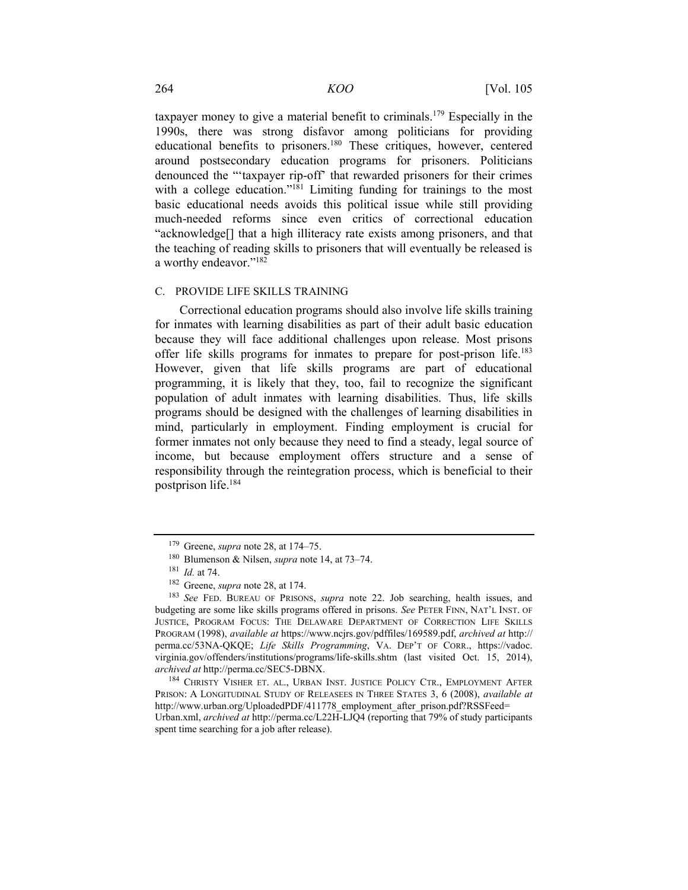taxpayer money to give a material benefit to criminals.[179] Especially in the 1990s, there was strong disfavor among politicians for providing educational benefits to prisoners.[180] These critiques, however, centered around postsecondary education programs for prisoners. Politicians denounced the "'taxpayer rip-off' that rewarded prisoners for their crimes with a college education."[181] Limiting funding for trainings to the most basic educational needs avoids this political issue while still providing much-needed reforms since even critics of correctional education "acknowledge[] that a high illiteracy rate exists among prisoners, and that the teaching of reading skills to prisoners that will eventually be released is a worthy endeavor."[182]

### C. PROVIDE LIFE SKILLS TRAINING

Correctional education programs should also involve life skills training for inmates with learning disabilities as part of their adult basic education because they will face additional challenges upon release. Most prisons offer life skills programs for inmates to prepare for post-prison life.[183] However, given that life skills programs are part of educational programming, it is likely that they, too, fail to recognize the significant population of adult inmates with learning disabilities. Thus, life skills programs should be designed with the challenges of learning disabilities in mind, particularly in employment. Finding employment is crucial for former inmates not only because they need to find a steady, legal source of income, but because employment offers structure and a sense of responsibility through the reintegration process, which is beneficial to their postprison life.[184]

---

[179] Greene, *supra* note 28, at 174–75.

[180] Blumenson & Nilsen, *supra* note 14, at 73–74.

[181] *Id.* at 74.

[182] Greene, *supra* note 28, at 174.

[183] *See* FED. BUREAU OF PRISONS, *supra* note 22. Job searching, health issues, and budgeting are some like skills programs offered in prisons. *See* PETER FINN, NAT'L INST. OF JUSTICE, PROGRAM FOCUS: THE DELAWARE DEPARTMENT OF CORRECTION LIFE SKILLS PROGRAM (1998), *available at* https://www.ncjrs.gov/pdffiles/169589.pdf, *archived at* http://perma.cc/53NA-QKQE; *Life Skills Programming*, VA. DEP'T OF CORR., https://vadoc.virginia.gov/offenders/institutions/programs/life-skills.shtm (last visited Oct. 15, 2014), *archived at* http://perma.cc/SEC5-DBNX.

[184] CHRISTY VISHER ET. AL., URBAN INST. JUSTICE POLICY CTR., EMPLOYMENT AFTER PRISON: A LONGITUDINAL STUDY OF RELEASEES IN THREE STATES 3, 6 (2008), *available at* http://www.urban.org/UploadedPDF/411778_employment_after_prison.pdf?RSSFeed=Urban.xml, *archived at* http://perma.cc/L22H-LJQ4 (reporting that 79% of study participants spent time searching for a job after release).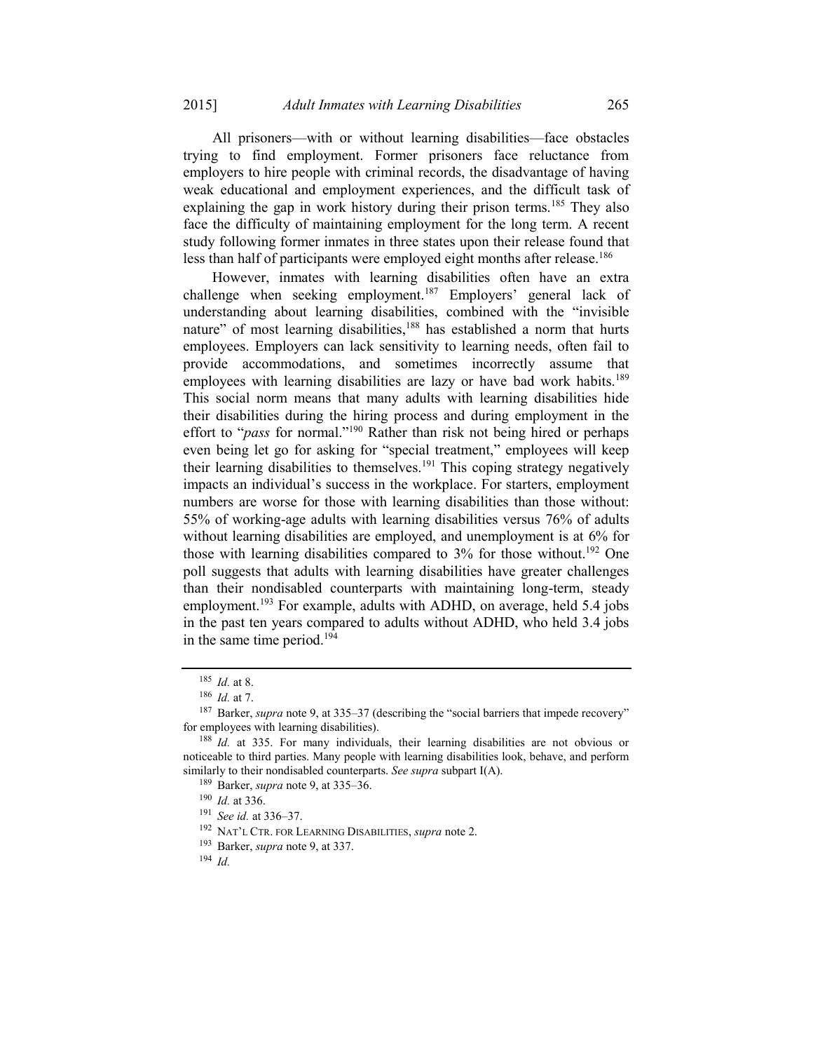All prisoners—with or without learning disabilities—face obstacles trying to find employment. Former prisoners face reluctance from employers to hire people with criminal records, the disadvantage of having weak educational and employment experiences, and the difficult task of explaining the gap in work history during their prison terms.[185] They also face the difficulty of maintaining employment for the long term. A recent study following former inmates in three states upon their release found that less than half of participants were employed eight months after release.[186]

However, inmates with learning disabilities often have an extra challenge when seeking employment.[187] Employers' general lack of understanding about learning disabilities, combined with the "invisible nature" of most learning disabilities,[188] has established a norm that hurts employees. Employers can lack sensitivity to learning needs, often fail to provide accommodations, and sometimes incorrectly assume that employees with learning disabilities are lazy or have bad work habits.[189] This social norm means that many adults with learning disabilities hide their disabilities during the hiring process and during employment in the effort to "*pass* for normal."[190] Rather than risk not being hired or perhaps even being let go for asking for "special treatment," employees will keep their learning disabilities to themselves.[191] This coping strategy negatively impacts an individual's success in the workplace. For starters, employment numbers are worse for those with learning disabilities than those without: 55% of working-age adults with learning disabilities versus 76% of adults without learning disabilities are employed, and unemployment is at 6% for those with learning disabilities compared to 3% for those without.[192] One poll suggests that adults with learning disabilities have greater challenges than their nondisabled counterparts with maintaining long-term, steady employment.[193] For example, adults with ADHD, on average, held 5.4 jobs in the past ten years compared to adults without ADHD, who held 3.4 jobs in the same time period.[194]

---

[185] *Id.* at 8.

[186] *Id.* at 7.

[187] Barker, *supra* note 9, at 335–37 (describing the "social barriers that impede recovery" for employees with learning disabilities).

[188] *Id.* at 335. For many individuals, their learning disabilities are not obvious or noticeable to third parties. Many people with learning disabilities look, behave, and perform similarly to their nondisabled counterparts. *See supra* subpart I(A).

[189] Barker, *supra* note 9, at 335–36.

[190] *Id.* at 336.

[191] *See id.* at 336–37.

[192] NAT'L CTR. FOR LEARNING DISABILITIES, *supra* note 2.

[193] Barker, *supra* note 9, at 337.

[194] *Id.*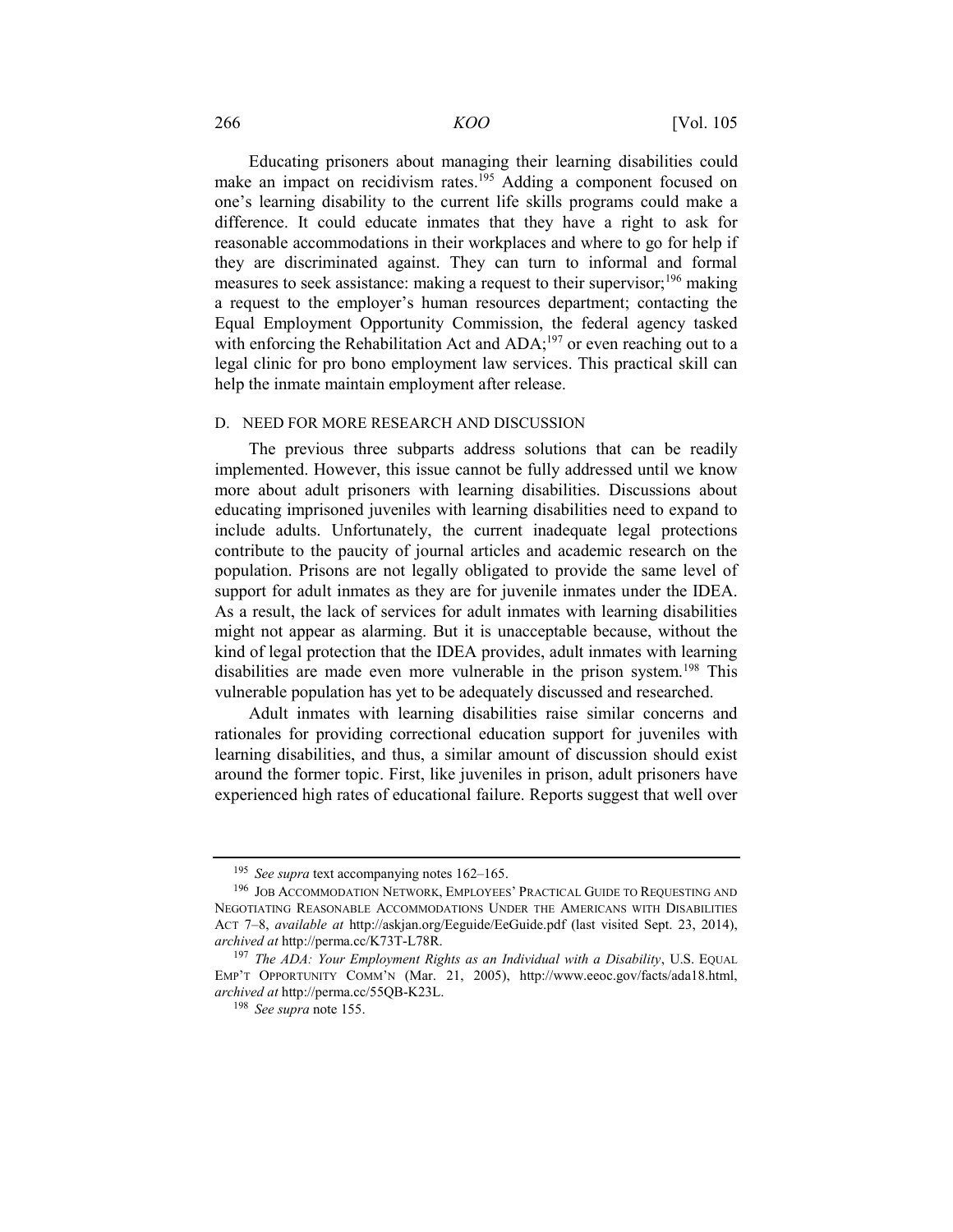Educating prisoners about managing their learning disabilities could make an impact on recidivism rates.[195] Adding a component focused on one's learning disability to the current life skills programs could make a difference. It could educate inmates that they have a right to ask for reasonable accommodations in their workplaces and where to go for help if they are discriminated against. They can turn to informal and formal measures to seek assistance: making a request to their supervisor;[196] making a request to the employer's human resources department; contacting the Equal Employment Opportunity Commission, the federal agency tasked with enforcing the Rehabilitation Act and ADA;[197] or even reaching out to a legal clinic for pro bono employment law services. This practical skill can help the inmate maintain employment after release.

### D. NEED FOR MORE RESEARCH AND DISCUSSION

The previous three subparts address solutions that can be readily implemented. However, this issue cannot be fully addressed until we know more about adult prisoners with learning disabilities. Discussions about educating imprisoned juveniles with learning disabilities need to expand to include adults. Unfortunately, the current inadequate legal protections contribute to the paucity of journal articles and academic research on the population. Prisons are not legally obligated to provide the same level of support for adult inmates as they are for juvenile inmates under the IDEA. As a result, the lack of services for adult inmates with learning disabilities might not appear as alarming. But it is unacceptable because, without the kind of legal protection that the IDEA provides, adult inmates with learning disabilities are made even more vulnerable in the prison system.[198] This vulnerable population has yet to be adequately discussed and researched.

Adult inmates with learning disabilities raise similar concerns and rationales for providing correctional education support for juveniles with learning disabilities, and thus, a similar amount of discussion should exist around the former topic. First, like juveniles in prison, adult prisoners have experienced high rates of educational failure. Reports suggest that well over

---

[195] *See supra* text accompanying notes 162–165.

[196] JOB ACCOMMODATION NETWORK, EMPLOYEES' PRACTICAL GUIDE TO REQUESTING AND NEGOTIATING REASONABLE ACCOMMODATIONS UNDER THE AMERICANS WITH DISABILITIES ACT 7–8, *available at* http://askjan.org/Eeguide/EeGuide.pdf (last visited Sept. 23, 2014), *archived at* http://perma.cc/K73T-L78R.

[197] *The ADA: Your Employment Rights as an Individual with a Disability*, U.S. EQUAL EMP'T OPPORTUNITY COMM'N (Mar. 21, 2005), http://www.eeoc.gov/facts/ada18.html, *archived at* http://perma.cc/55QB-K23L.

[198] *See supra* note 155.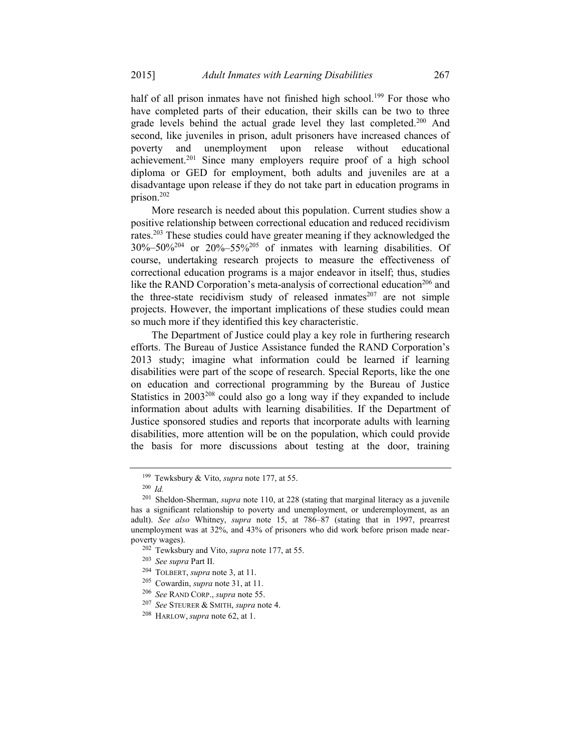half of all prison inmates have not finished high school.[199] For those who have completed parts of their education, their skills can be two to three grade levels behind the actual grade level they last completed.[200] And second, like juveniles in prison, adult prisoners have increased chances of poverty and unemployment upon release without educational achievement.[201] Since many employers require proof of a high school diploma or GED for employment, both adults and juveniles are at a disadvantage upon release if they do not take part in education programs in prison.[202]

More research is needed about this population. Current studies show a positive relationship between correctional education and reduced recidivism rates.[203] These studies could have greater meaning if they acknowledged the 30%–50%[204] or 20%–55%[205] of inmates with learning disabilities. Of course, undertaking research projects to measure the effectiveness of correctional education programs is a major endeavor in itself; thus, studies like the RAND Corporation's meta-analysis of correctional education[206] and the three-state recidivism study of released inmates[207] are not simple projects. However, the important implications of these studies could mean so much more if they identified this key characteristic.

The Department of Justice could play a key role in furthering research efforts. The Bureau of Justice Assistance funded the RAND Corporation's 2013 study; imagine what information could be learned if learning disabilities were part of the scope of research. Special Reports, like the one on education and correctional programming by the Bureau of Justice Statistics in 2003[208] could also go a long way if they expanded to include information about adults with learning disabilities. If the Department of Justice sponsored studies and reports that incorporate adults with learning disabilities, more attention will be on the population, which could provide the basis for more discussions about testing at the door, training

---

[199] Tewksbury & Vito, *supra* note 177, at 55.

[200] *Id.*

[201] Sheldon-Sherman, *supra* note 110, at 228 (stating that marginal literacy as a juvenile has a significant relationship to poverty and unemployment, or underemployment, as an adult). *See also* Whitney, *supra* note 15, at 786–87 (stating that in 1997, prearrest unemployment was at 32%, and 43% of prisoners who did work before prison made near-poverty wages).

[202] Tewksbury and Vito, *supra* note 177, at 55.

[203] *See supra* Part II.

[204] TOLBERT, *supra* note 3, at 11.

[205] Cowardin, *supra* note 31, at 11.

[206] *See* RAND CORP., *supra* note 55.

[207] *See* STEURER & SMITH, *supra* note 4.

[208] HARLOW, *supra* note 62, at 1.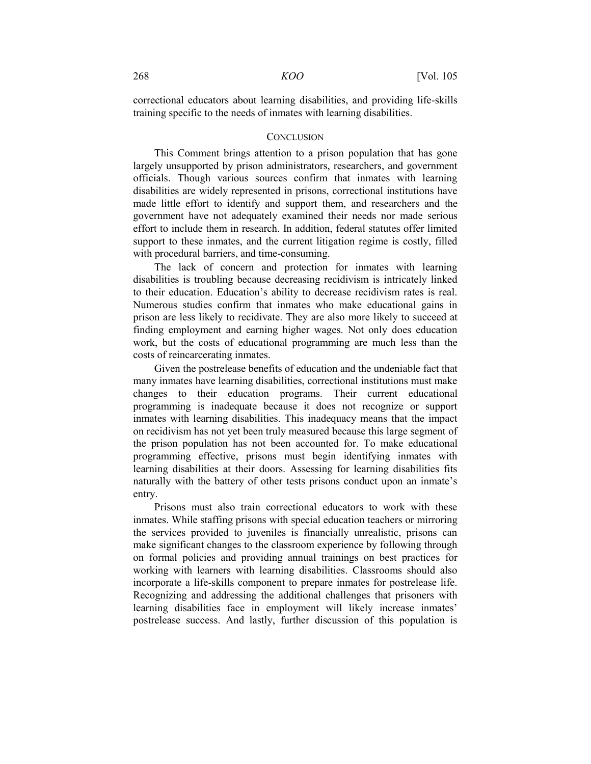correctional educators about learning disabilities, and providing life-skills training specific to the needs of inmates with learning disabilities.

## CONCLUSION

This Comment brings attention to a prison population that has gone largely unsupported by prison administrators, researchers, and government officials. Though various sources confirm that inmates with learning disabilities are widely represented in prisons, correctional institutions have made little effort to identify and support them, and researchers and the government have not adequately examined their needs nor made serious effort to include them in research. In addition, federal statutes offer limited support to these inmates, and the current litigation regime is costly, filled with procedural barriers, and time-consuming.

The lack of concern and protection for inmates with learning disabilities is troubling because decreasing recidivism is intricately linked to their education. Education's ability to decrease recidivism rates is real. Numerous studies confirm that inmates who make educational gains in prison are less likely to recidivate. They are also more likely to succeed at finding employment and earning higher wages. Not only does education work, but the costs of educational programming are much less than the costs of reincarcerating inmates.

Given the postrelease benefits of education and the undeniable fact that many inmates have learning disabilities, correctional institutions must make changes to their education programs. Their current educational programming is inadequate because it does not recognize or support inmates with learning disabilities. This inadequacy means that the impact on recidivism has not yet been truly measured because this large segment of the prison population has not been accounted for. To make educational programming effective, prisons must begin identifying inmates with learning disabilities at their doors. Assessing for learning disabilities fits naturally with the battery of other tests prisons conduct upon an inmate's entry.

Prisons must also train correctional educators to work with these inmates. While staffing prisons with special education teachers or mirroring the services provided to juveniles is financially unrealistic, prisons can make significant changes to the classroom experience by following through on formal policies and providing annual trainings on best practices for working with learners with learning disabilities. Classrooms should also incorporate a life-skills component to prepare inmates for postrelease life. Recognizing and addressing the additional challenges that prisoners with learning disabilities face in employment will likely increase inmates' postrelease success. And lastly, further discussion of this population is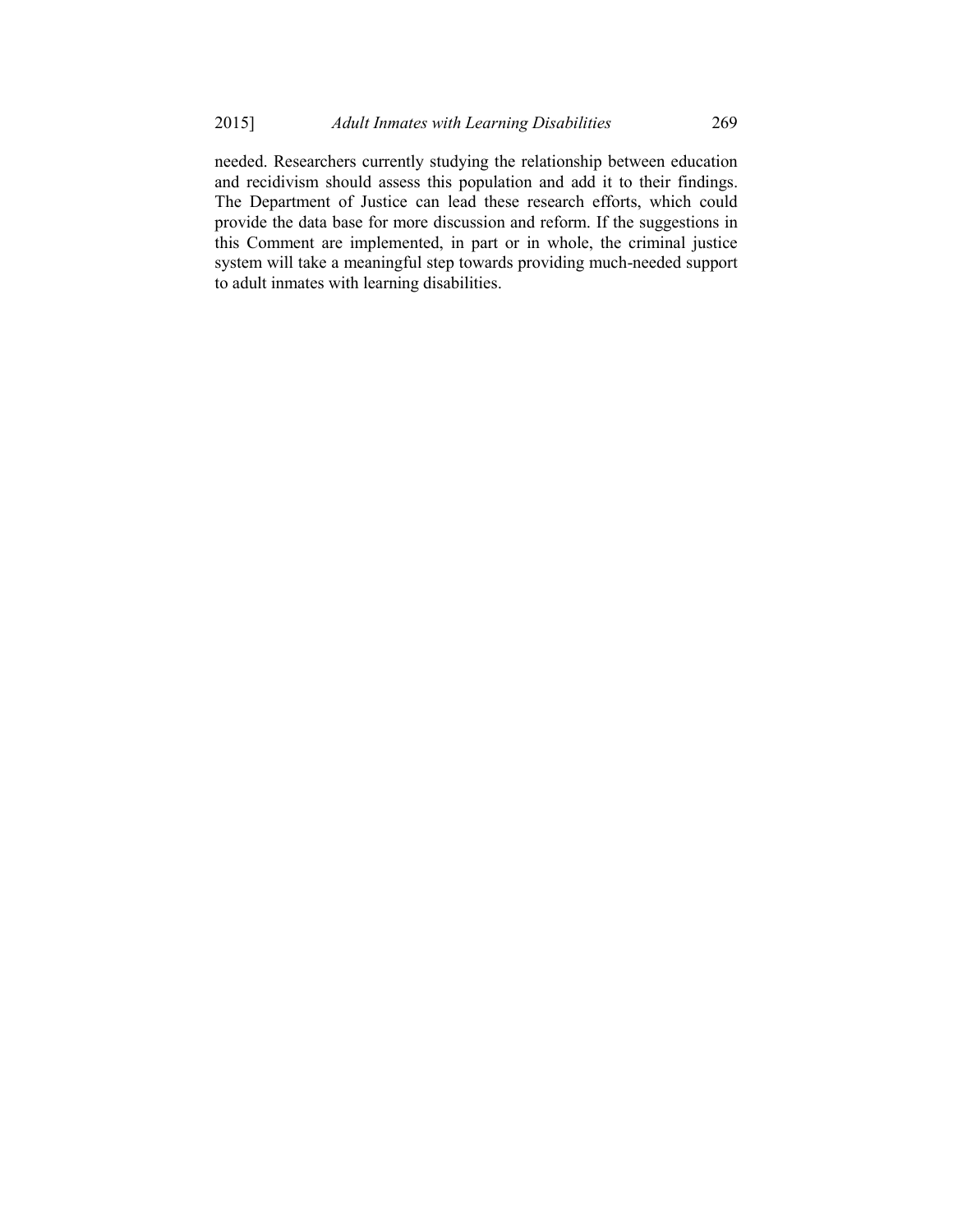needed. Researchers currently studying the relationship between education and recidivism should assess this population and add it to their findings. The Department of Justice can lead these research efforts, which could provide the data base for more discussion and reform. If the suggestions in this Comment are implemented, in part or in whole, the criminal justice system will take a meaningful step towards providing much-needed support to adult inmates with learning disabilities.